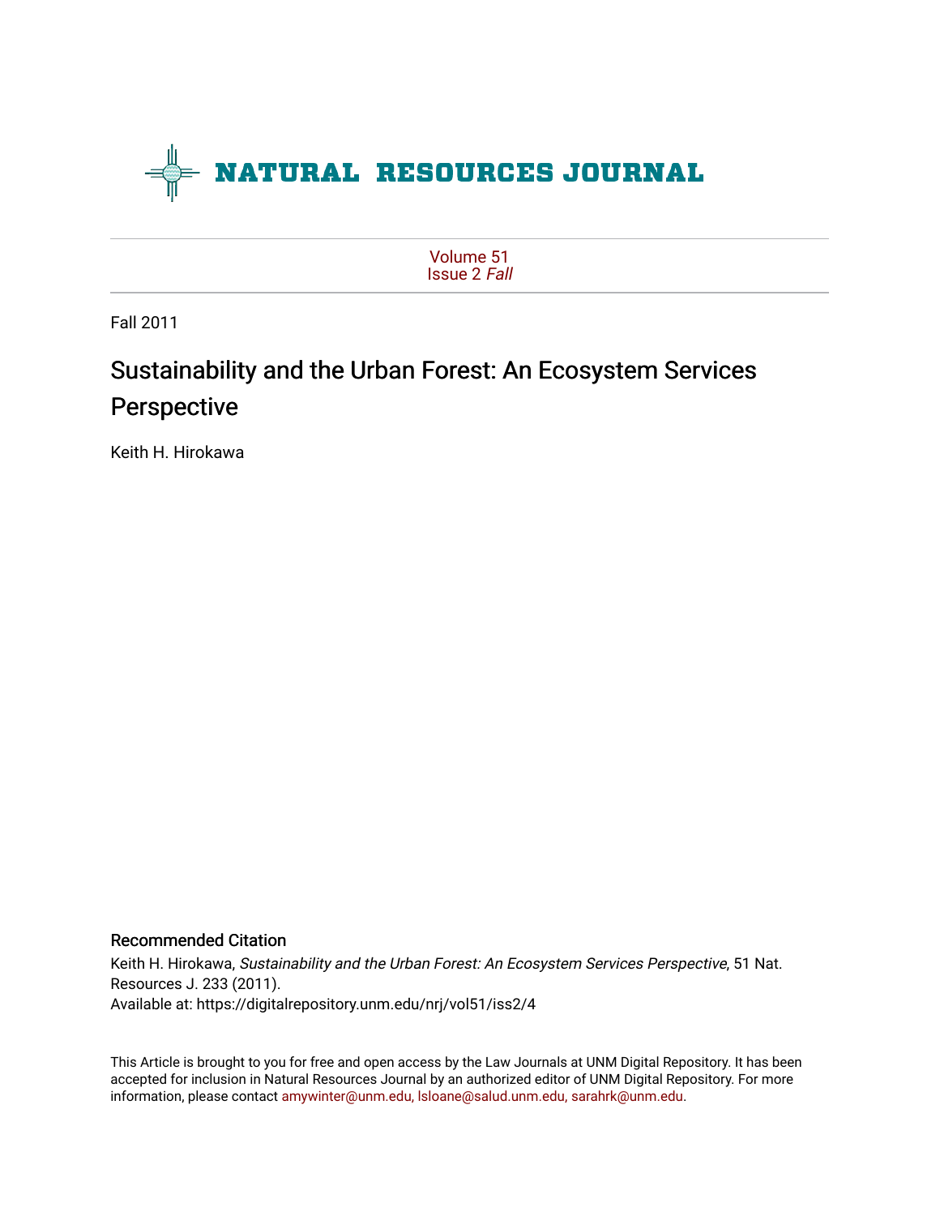# NATURAL RESOURCES JOURNAL

Volume 51
Issue 2 *Fall*

Fall 2011

## Sustainability and the Urban Forest: An Ecosystem Services Perspective

Keith H. Hirokawa

### Recommended Citation

Keith H. Hirokawa, *Sustainability and the Urban Forest: An Ecosystem Services Perspective*, 51 Nat. Resources J. 233 (2011).
Available at: https://digitalrepository.unm.edu/nrj/vol51/iss2/4

This Article is brought to you for free and open access by the Law Journals at UNM Digital Repository. It has been accepted for inclusion in Natural Resources Journal by an authorized editor of UNM Digital Repository. For more information, please contact amywinter@unm.edu, lsloane@salud.unm.edu, sarahrk@unm.edu.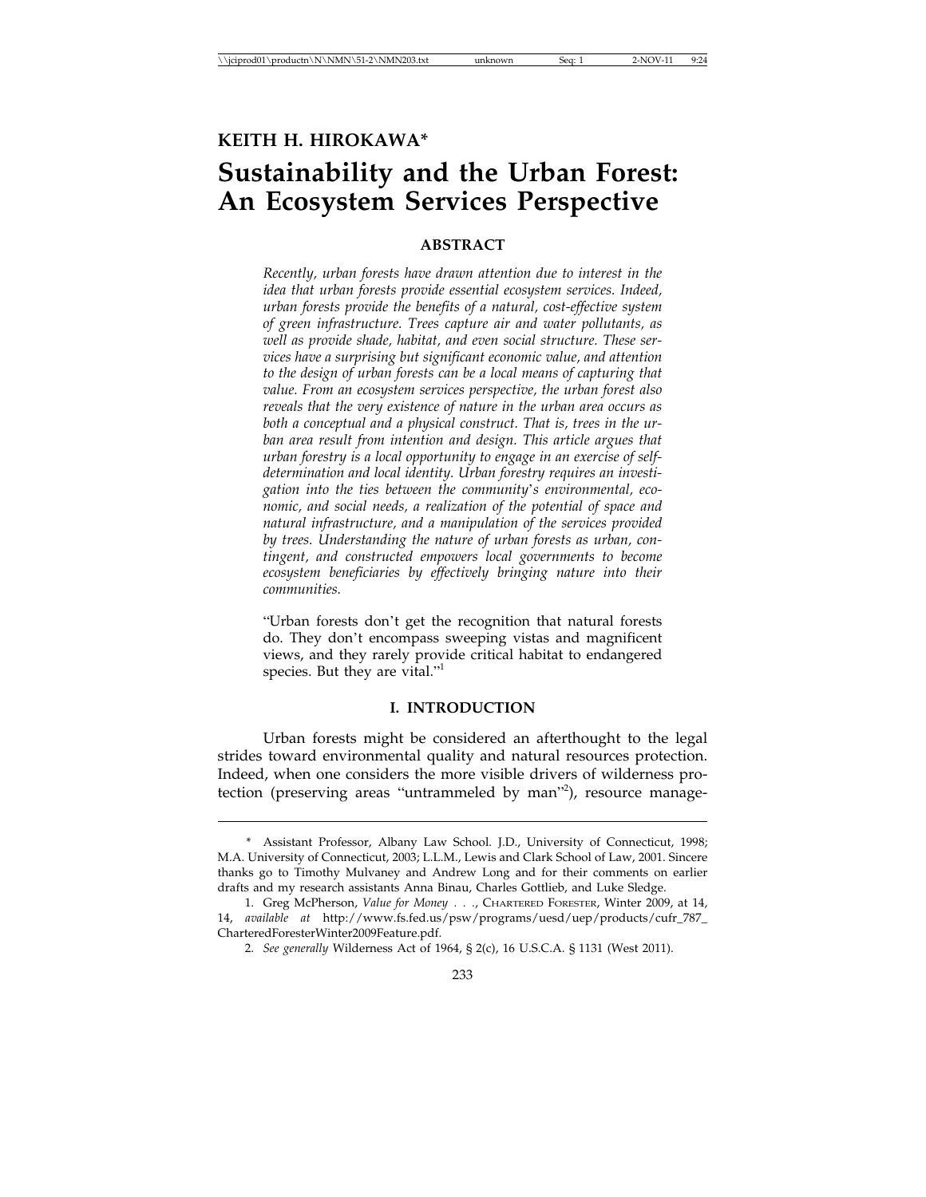**KEITH H. HIROKAWA***

# Sustainability and the Urban Forest: An Ecosystem Services Perspective

## ABSTRACT

*Recently, urban forests have drawn attention due to interest in the idea that urban forests provide essential ecosystem services. Indeed, urban forests provide the benefits of a natural, cost-effective system of green infrastructure. Trees capture air and water pollutants, as well as provide shade, habitat, and even social structure. These services have a surprising but significant economic value, and attention to the design of urban forests can be a local means of capturing that value. From an ecosystem services perspective, the urban forest also reveals that the very existence of nature in the urban area occurs as both a conceptual and a physical construct. That is, trees in the urban area result from intention and design. This article argues that urban forestry is a local opportunity to engage in an exercise of self-determination and local identity. Urban forestry requires an investigation into the ties between the community's environmental, economic, and social needs, a realization of the potential of space and natural infrastructure, and a manipulation of the services provided by trees. Understanding the nature of urban forests as urban, contingent, and constructed empowers local governments to become ecosystem beneficiaries by effectively bringing nature into their communities.*

"Urban forests don't get the recognition that natural forests do. They don't encompass sweeping vistas and magnificent views, and they rarely provide critical habitat to endangered species. But they are vital."[1]

## I. INTRODUCTION

Urban forests might be considered an afterthought to the legal strides toward environmental quality and natural resources protection. Indeed, when one considers the more visible drivers of wilderness protection (preserving areas "untrammeled by man"[2]), resource manage-

---

\* Assistant Professor, Albany Law School. J.D., University of Connecticut, 1998; M.A. University of Connecticut, 2003; L.L.M., Lewis and Clark School of Law, 2001. Sincere thanks go to Timothy Mulvaney and Andrew Long and for their comments on earlier drafts and my research assistants Anna Binau, Charles Gottlieb, and Luke Sledge.

1. Greg McPherson, *Value for Money . . .*, CHARTERED FORESTER, Winter 2009, at 14, 14, *available at* http://www.fs.fed.us/psw/programs/uesd/uep/products/cufr_787_CharteredForesterWinter2009Feature.pdf.

2. *See generally* Wilderness Act of 1964, § 2(c), 16 U.S.C.A. § 1131 (West 2011).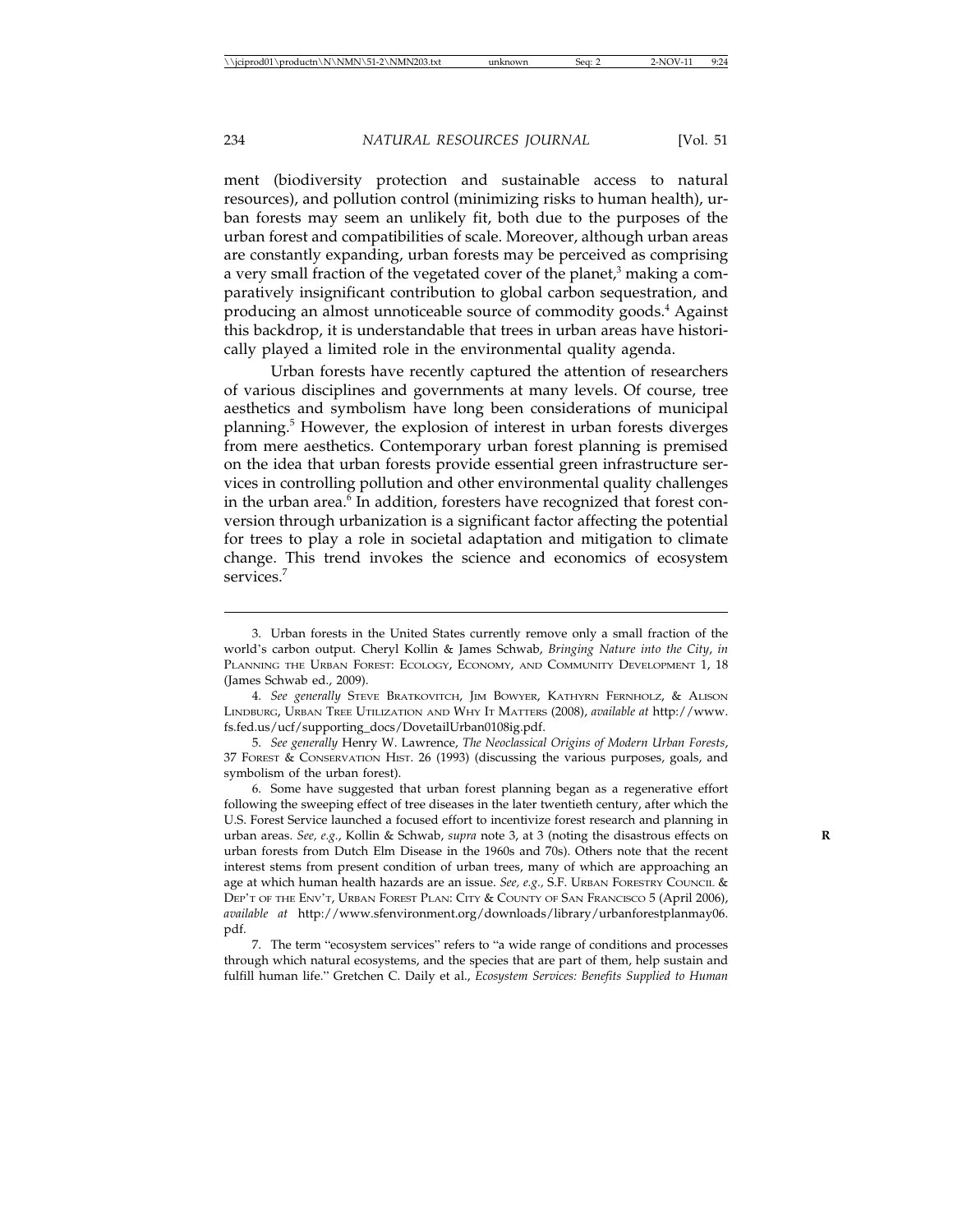ment (biodiversity protection and sustainable access to natural resources), and pollution control (minimizing risks to human health), urban forests may seem an unlikely fit, both due to the purposes of the urban forest and compatibilities of scale. Moreover, although urban areas are constantly expanding, urban forests may be perceived as comprising a very small fraction of the vegetated cover of the planet,[3] making a comparatively insignificant contribution to global carbon sequestration, and producing an almost unnoticeable source of commodity goods.[4] Against this backdrop, it is understandable that trees in urban areas have historically played a limited role in the environmental quality agenda.

Urban forests have recently captured the attention of researchers of various disciplines and governments at many levels. Of course, tree aesthetics and symbolism have long been considerations of municipal planning.[5] However, the explosion of interest in urban forests diverges from mere aesthetics. Contemporary urban forest planning is premised on the idea that urban forests provide essential green infrastructure services in controlling pollution and other environmental quality challenges in the urban area.[6] In addition, foresters have recognized that forest conversion through urbanization is a significant factor affecting the potential for trees to play a role in societal adaptation and mitigation to climate change. This trend invokes the science and economics of ecosystem services.[7]

---

3. Urban forests in the United States currently remove only a small fraction of the world's carbon output. Cheryl Kollin & James Schwab, *Bringing Nature into the City*, *in* PLANNING THE URBAN FOREST: ECOLOGY, ECONOMY, AND COMMUNITY DEVELOPMENT 1, 18 (James Schwab ed., 2009).

4. *See generally* STEVE BRATKOVITCH, JIM BOWYER, KATHYRN FERNHOLZ, & ALISON LINDBURG, URBAN TREE UTILIZATION AND WHY IT MATTERS (2008), *available at* http://www.fs.fed.us/ucf/supporting_docs/DovetailUrban0108ig.pdf.

5. *See generally* Henry W. Lawrence, *The Neoclassical Origins of Modern Urban Forests*, 37 FOREST & CONSERVATION HIST. 26 (1993) (discussing the various purposes, goals, and symbolism of the urban forest).

6. Some have suggested that urban forest planning began as a regenerative effort following the sweeping effect of tree diseases in the later twentieth century, after which the U.S. Forest Service launched a focused effort to incentivize forest research and planning in urban areas. *See, e.g.*, Kollin & Schwab, *supra* note 3, at 3 (noting the disastrous effects on urban forests from Dutch Elm Disease in the 1960s and 70s). Others note that the recent interest stems from present condition of urban trees, many of which are approaching an age at which human health hazards are an issue. *See, e.g.*, S.F. URBAN FORESTRY COUNCIL & DEP'T OF THE ENV'T, URBAN FOREST PLAN: CITY & COUNTY OF SAN FRANCISCO 5 (April 2006), *available at* http://www.sfenvironment.org/downloads/library/urbanforestplanmay06.pdf.

7. The term "ecosystem services" refers to "a wide range of conditions and processes through which natural ecosystems, and the species that are part of them, help sustain and fulfill human life." Gretchen C. Daily et al., *Ecosystem Services: Benefits Supplied to Human*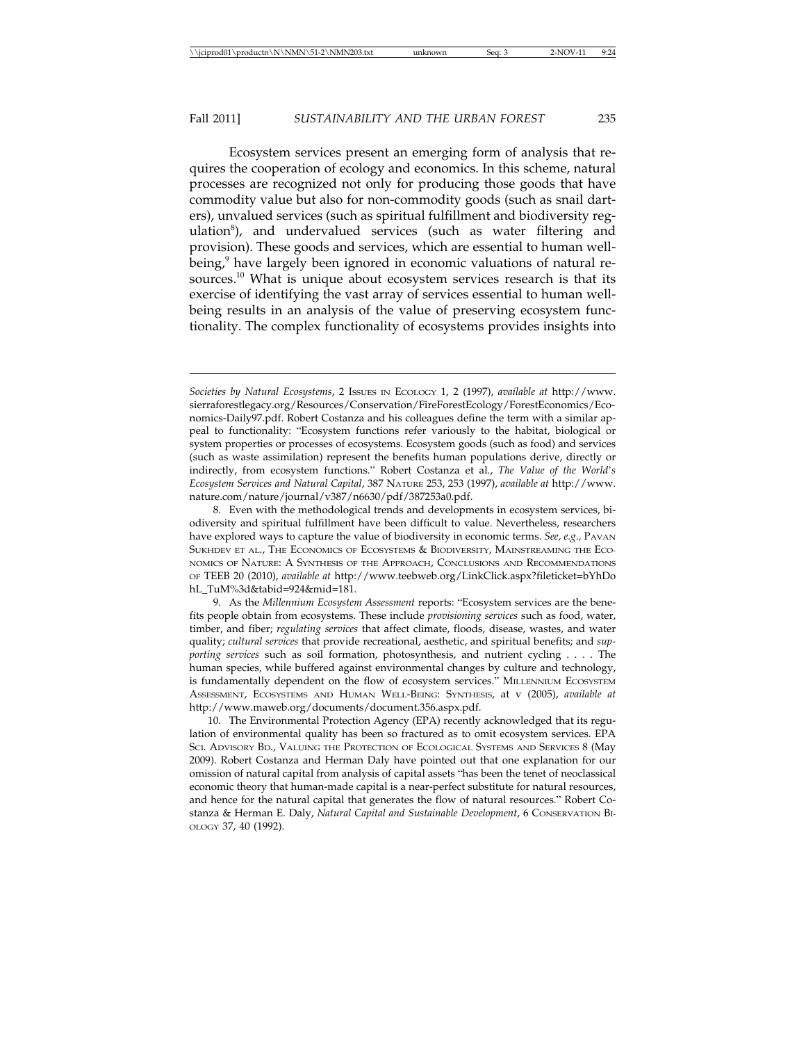Ecosystem services present an emerging form of analysis that requires the cooperation of ecology and economics. In this scheme, natural processes are recognized not only for producing those goods that have commodity value but also for non-commodity goods (such as snail darters), unvalued services (such as spiritual fulfillment and biodiversity regulation[8]), and undervalued services (such as water filtering and provision). These goods and services, which are essential to human well-being,[9] have largely been ignored in economic valuations of natural resources.[10] What is unique about ecosystem services research is that its exercise of identifying the vast array of services essential to human well-being results in an analysis of the value of preserving ecosystem functionality. The complex functionality of ecosystems provides insights into

---

*Societies by Natural Ecosystems*, 2 ISSUES IN ECOLOGY 1, 2 (1997), *available at* http://www.sierraforestlegacy.org/Resources/Conservation/FireForestEcology/ForestEconomics/Economics-Daily97.pdf. Robert Costanza and his colleagues define the term with a similar appeal to functionality: "Ecosystem functions refer variously to the habitat, biological or system properties or processes of ecosystems. Ecosystem goods (such as food) and services (such as waste assimilation) represent the benefits human populations derive, directly or indirectly, from ecosystem functions." Robert Costanza et al., *The Value of the World's Ecosystem Services and Natural Capital*, 387 NATURE 253, 253 (1997), *available at* http://www.nature.com/nature/journal/v387/n6630/pdf/387253a0.pdf.

8. Even with the methodological trends and developments in ecosystem services, biodiversity and spiritual fulfillment have been difficult to value. Nevertheless, researchers have explored ways to capture the value of biodiversity in economic terms. *See, e.g.*, PAVAN SUKHDEV ET AL., THE ECONOMICS OF ECOSYSTEMS & BIODIVERSITY, MAINSTREAMING THE ECONOMICS OF NATURE: A SYNTHESIS OF THE APPROACH, CONCLUSIONS AND RECOMMENDATIONS OF TEEB 20 (2010), *available at* http://www.teebweb.org/LinkClick.aspx?fileticket=bYhDohL_TuM%3d&tabid=924&mid=181.

9. As the *Millennium Ecosystem Assessment* reports: "Ecosystem services are the benefits people obtain from ecosystems. These include *provisioning services* such as food, water, timber, and fiber; *regulating services* that affect climate, floods, disease, wastes, and water quality; *cultural services* that provide recreational, aesthetic, and spiritual benefits; and *supporting services* such as soil formation, photosynthesis, and nutrient cycling . . . . The human species, while buffered against environmental changes by culture and technology, is fundamentally dependent on the flow of ecosystem services." MILLENNIUM ECOSYSTEM ASSESSMENT, ECOSYSTEMS AND HUMAN WELL-BEING: SYNTHESIS, at v (2005), *available at* http://www.maweb.org/documents/document.356.aspx.pdf.

10. The Environmental Protection Agency (EPA) recently acknowledged that its regulation of environmental quality has been so fractured as to omit ecosystem services. EPA SCI. ADVISORY BD., VALUING THE PROTECTION OF ECOLOGICAL SYSTEMS AND SERVICES 8 (May 2009). Robert Costanza and Herman Daly have pointed out that one explanation for our omission of natural capital from analysis of capital assets "has been the tenet of neoclassical economic theory that human-made capital is a near-perfect substitute for natural resources, and hence for the natural capital that generates the flow of natural resources." Robert Costanza & Herman E. Daly, *Natural Capital and Sustainable Development*, 6 CONSERVATION BIOLOGY 37, 40 (1992).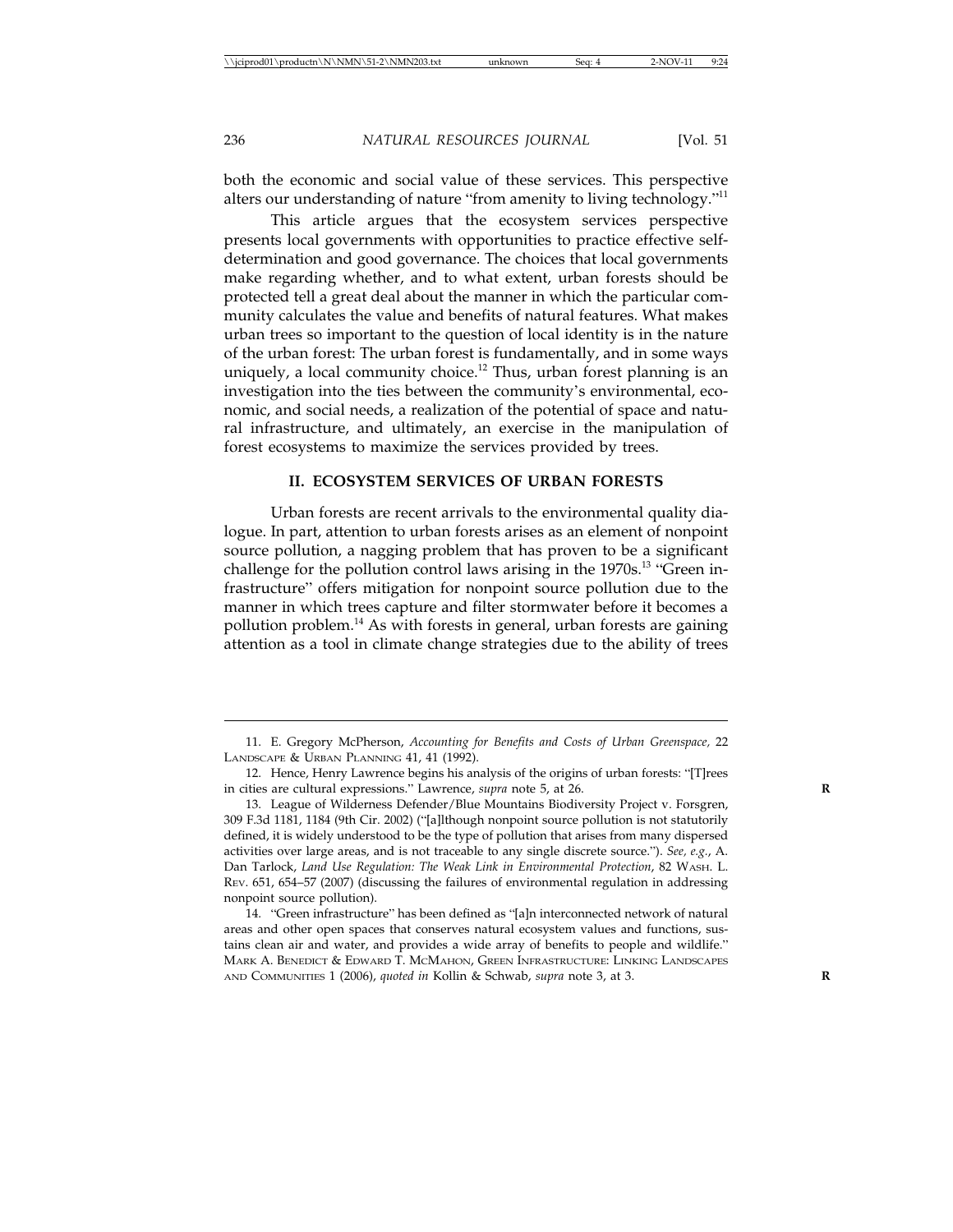both the economic and social value of these services. This perspective alters our understanding of nature "from amenity to living technology."[11]

This article argues that the ecosystem services perspective presents local governments with opportunities to practice effective self-determination and good governance. The choices that local governments make regarding whether, and to what extent, urban forests should be protected tell a great deal about the manner in which the particular community calculates the value and benefits of natural features. What makes urban trees so important to the question of local identity is in the nature of the urban forest: The urban forest is fundamentally, and in some ways uniquely, a local community choice.[12] Thus, urban forest planning is an investigation into the ties between the community's environmental, economic, and social needs, a realization of the potential of space and natural infrastructure, and ultimately, an exercise in the manipulation of forest ecosystems to maximize the services provided by trees.

## II. ECOSYSTEM SERVICES OF URBAN FORESTS

Urban forests are recent arrivals to the environmental quality dialogue. In part, attention to urban forests arises as an element of nonpoint source pollution, a nagging problem that has proven to be a significant challenge for the pollution control laws arising in the 1970s.[13] "Green infrastructure" offers mitigation for nonpoint source pollution due to the manner in which trees capture and filter stormwater before it becomes a pollution problem.[14] As with forests in general, urban forests are gaining attention as a tool in climate change strategies due to the ability of trees

---

11. E. Gregory McPherson, *Accounting for Benefits and Costs of Urban Greenspace,* 22 LANDSCAPE & URBAN PLANNING 41, 41 (1992).

12. Hence, Henry Lawrence begins his analysis of the origins of urban forests: "[T]rees in cities are cultural expressions." Lawrence, *supra* note 5, at 26.

13. League of Wilderness Defender/Blue Mountains Biodiversity Project v. Forsgren, 309 F.3d 1181, 1184 (9th Cir. 2002) ("[a]lthough nonpoint source pollution is not statutorily defined, it is widely understood to be the type of pollution that arises from many dispersed activities over large areas, and is not traceable to any single discrete source."). *See, e.g.*, A. Dan Tarlock, *Land Use Regulation: The Weak Link in Environmental Protection*, 82 WASH. L. REV. 651, 654–57 (2007) (discussing the failures of environmental regulation in addressing nonpoint source pollution).

14. "Green infrastructure" has been defined as "[a]n interconnected network of natural areas and other open spaces that conserves natural ecosystem values and functions, sustains clean air and water, and provides a wide array of benefits to people and wildlife." MARK A. BENEDICT & EDWARD T. MCMAHON, GREEN INFRASTRUCTURE: LINKING LANDSCAPES AND COMMUNITIES 1 (2006), *quoted in* Kollin & Schwab, *supra* note 3, at 3.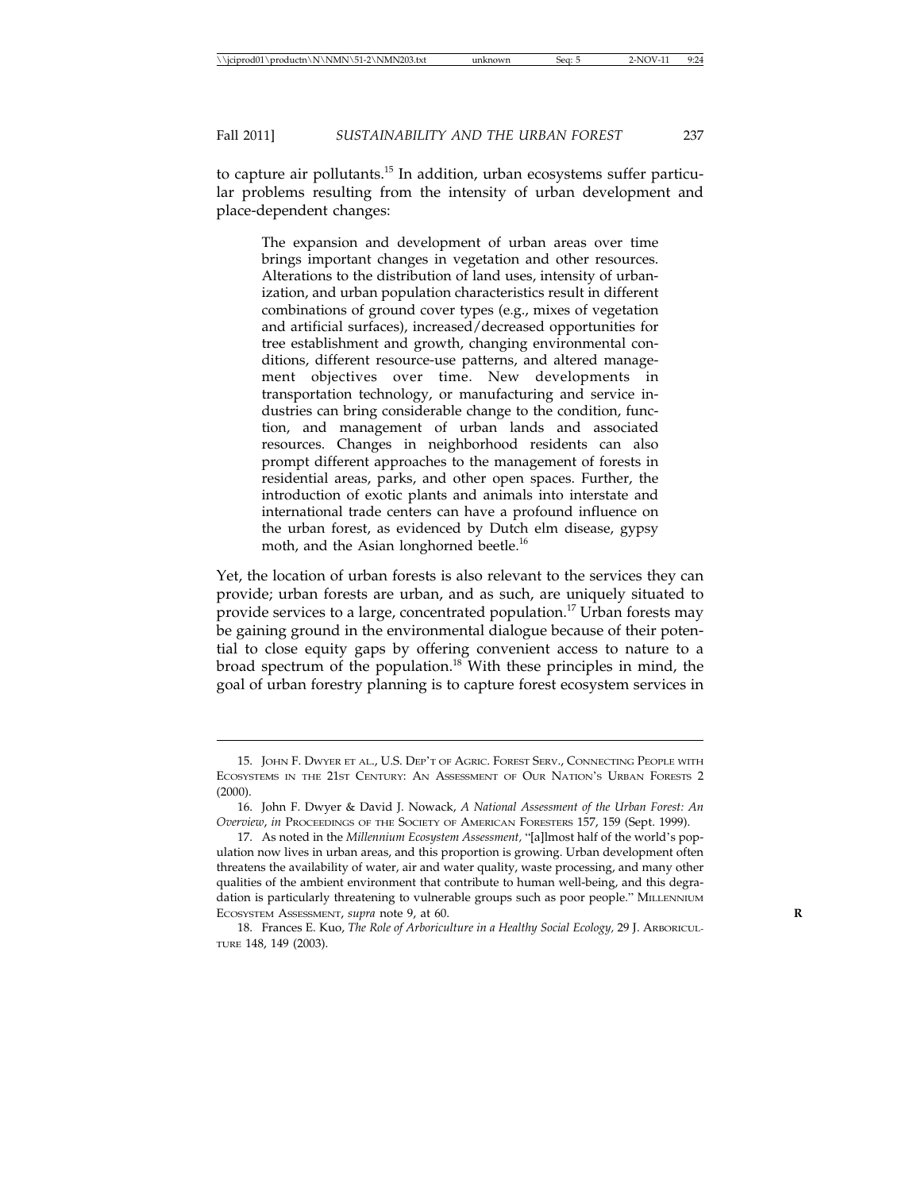to capture air pollutants.[15] In addition, urban ecosystems suffer particular problems resulting from the intensity of urban development and place-dependent changes:

> The expansion and development of urban areas over time brings important changes in vegetation and other resources. Alterations to the distribution of land uses, intensity of urbanization, and urban population characteristics result in different combinations of ground cover types (e.g., mixes of vegetation and artificial surfaces), increased/decreased opportunities for tree establishment and growth, changing environmental conditions, different resource-use patterns, and altered management objectives over time. New developments in transportation technology, or manufacturing and service industries can bring considerable change to the condition, function, and management of urban lands and associated resources. Changes in neighborhood residents can also prompt different approaches to the management of forests in residential areas, parks, and other open spaces. Further, the introduction of exotic plants and animals into interstate and international trade centers can have a profound influence on the urban forest, as evidenced by Dutch elm disease, gypsy moth, and the Asian longhorned beetle.[16]

Yet, the location of urban forests is also relevant to the services they can provide; urban forests are urban, and as such, are uniquely situated to provide services to a large, concentrated population.[17] Urban forests may be gaining ground in the environmental dialogue because of their potential to close equity gaps by offering convenient access to nature to a broad spectrum of the population.[18] With these principles in mind, the goal of urban forestry planning is to capture forest ecosystem services in

---

15. John F. Dwyer et al., U.S. Dep't of Agric. Forest Serv., Connecting People with Ecosystems in the 21st Century: An Assessment of Our Nation's Urban Forests 2 (2000).

16. John F. Dwyer & David J. Nowack, *A National Assessment of the Urban Forest: An Overview*, *in* Proceedings of the Society of American Foresters 157, 159 (Sept. 1999).

17. As noted in the *Millennium Ecosystem Assessment*, "[a]lmost half of the world's population now lives in urban areas, and this proportion is growing. Urban development often threatens the availability of water, air and water quality, waste processing, and many other qualities of the ambient environment that contribute to human well-being, and this degradation is particularly threatening to vulnerable groups such as poor people." Millennium Ecosystem Assessment, *supra* note 9, at 60.

18. Frances E. Kuo, *The Role of Arboriculture in a Healthy Social Ecology*, 29 J. Arboriculture 148, 149 (2003).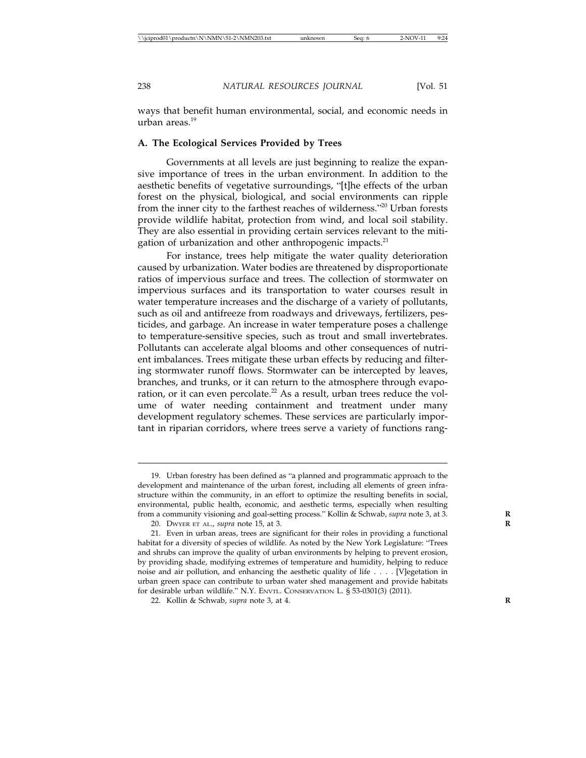ways that benefit human environmental, social, and economic needs in urban areas.[19]

### A. The Ecological Services Provided by Trees

Governments at all levels are just beginning to realize the expansive importance of trees in the urban environment. In addition to the aesthetic benefits of vegetative surroundings, "[t]he effects of the urban forest on the physical, biological, and social environments can ripple from the inner city to the farthest reaches of wilderness."[20] Urban forests provide wildlife habitat, protection from wind, and local soil stability. They are also essential in providing certain services relevant to the mitigation of urbanization and other anthropogenic impacts.[21]

For instance, trees help mitigate the water quality deterioration caused by urbanization. Water bodies are threatened by disproportionate ratios of impervious surface and trees. The collection of stormwater on impervious surfaces and its transportation to water courses result in water temperature increases and the discharge of a variety of pollutants, such as oil and antifreeze from roadways and driveways, fertilizers, pesticides, and garbage. An increase in water temperature poses a challenge to temperature-sensitive species, such as trout and small invertebrates. Pollutants can accelerate algal blooms and other consequences of nutrient imbalances. Trees mitigate these urban effects by reducing and filtering stormwater runoff flows. Stormwater can be intercepted by leaves, branches, and trunks, or it can return to the atmosphere through evaporation, or it can even percolate.[22] As a result, urban trees reduce the volume of water needing containment and treatment under many development regulatory schemes. These services are particularly important in riparian corridors, where trees serve a variety of functions rang-

---

19. Urban forestry has been defined as "a planned and programmatic approach to the development and maintenance of the urban forest, including all elements of green infrastructure within the community, in an effort to optimize the resulting benefits in social, environmental, public health, economic, and aesthetic terms, especially when resulting from a community visioning and goal-setting process." Kollin & Schwab, *supra* note 3, at 3.

20. DWYER ET AL., *supra* note 15, at 3.

21. Even in urban areas, trees are significant for their roles in providing a functional habitat for a diversity of species of wildlife. As noted by the New York Legislature: "Trees and shrubs can improve the quality of urban environments by helping to prevent erosion, by providing shade, modifying extremes of temperature and humidity, helping to reduce noise and air pollution, and enhancing the aesthetic quality of life . . . . [V]egetation in urban green space can contribute to urban water shed management and provide habitats for desirable urban wildlife." N.Y. ENVTL. CONSERVATION L. § 53-0301(3) (2011).

22. Kollin & Schwab, *supra* note 3, at 4.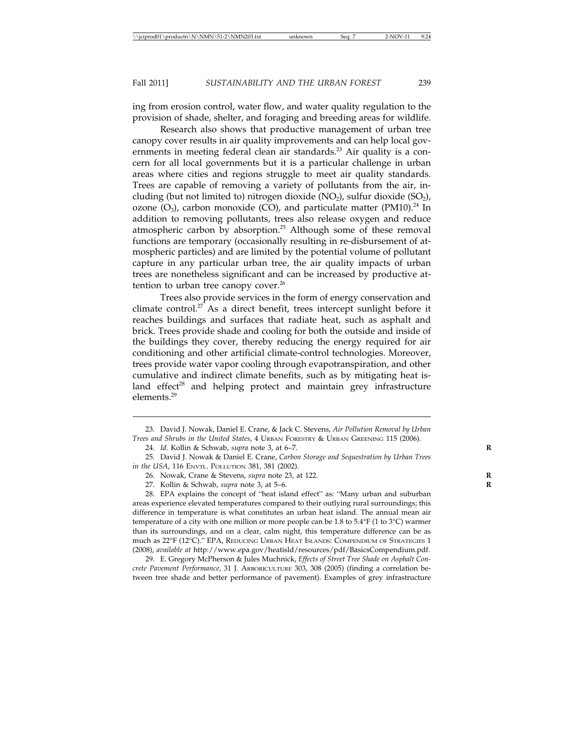ing from erosion control, water flow, and water quality regulation to the provision of shade, shelter, and foraging and breeding areas for wildlife.

Research also shows that productive management of urban tree canopy cover results in air quality improvements and can help local governments in meeting federal clean air standards.[23] Air quality is a concern for all local governments but it is a particular challenge in urban areas where cities and regions struggle to meet air quality standards. Trees are capable of removing a variety of pollutants from the air, including (but not limited to) nitrogen dioxide ($NO_2$), sulfur dioxide ($SO_2$), ozone ($O_3$), carbon monoxide (CO), and particulate matter (PM10).[24] In addition to removing pollutants, trees also release oxygen and reduce atmospheric carbon by absorption.[25] Although some of these removal functions are temporary (occasionally resulting in re-disbursement of atmospheric particles) and are limited by the potential volume of pollutant capture in any particular urban tree, the air quality impacts of urban trees are nonetheless significant and can be increased by productive attention to urban tree canopy cover.[26]

Trees also provide services in the form of energy conservation and climate control.[27] As a direct benefit, trees intercept sunlight before it reaches buildings and surfaces that radiate heat, such as asphalt and brick. Trees provide shade and cooling for both the outside and inside of the buildings they cover, thereby reducing the energy required for air conditioning and other artificial climate-control technologies. Moreover, trees provide water vapor cooling through evapotranspiration, and other cumulative and indirect climate benefits, such as by mitigating heat island effect[28] and helping protect and maintain grey infrastructure elements.[29]

---

23. David J. Nowak, Daniel E. Crane, & Jack C. Stevens, *Air Pollution Removal by Urban Trees and Shrubs in the United States*, 4 URBAN FORESTRY & URBAN GREENING 115 (2006).

24. *Id*. Kollin & Schwab, *supra* note 3, at 6–7.

25. David J. Nowak & Daniel E. Crane, *Carbon Storage and Sequestration by Urban Trees in the USA*, 116 ENVTL. POLLUTION 381, 381 (2002).

26. Nowak, Crane & Stevens, *supra* note 23, at 122.

27. Kollin & Schwab, *supra* note 3, at 5–6.

28. EPA explains the concept of "heat island effect" as: "Many urban and suburban areas experience elevated temperatures compared to their outlying rural surroundings; this difference in temperature is what constitutes an urban heat island. The annual mean air temperature of a city with one million or more people can be 1.8 to 5.4°F (1 to 3°C) warmer than its surroundings, and on a clear, calm night, this temperature difference can be as much as 22°F (12°C)." EPA, REDUCING URBAN HEAT ISLANDS: COMPENDIUM OF STRATEGIES 1 (2008), *available at* http://www.epa.gov/heatisld/resources/pdf/BasicsCompendium.pdf.

29. E. Gregory McPherson & Jules Muchnick, *Effects of Street Tree Shade on Asphalt Concrete Pavement Performance*, 31 J. ARBORICULTURE 303, 308 (2005) (finding a correlation between tree shade and better performance of pavement). Examples of grey infrastructure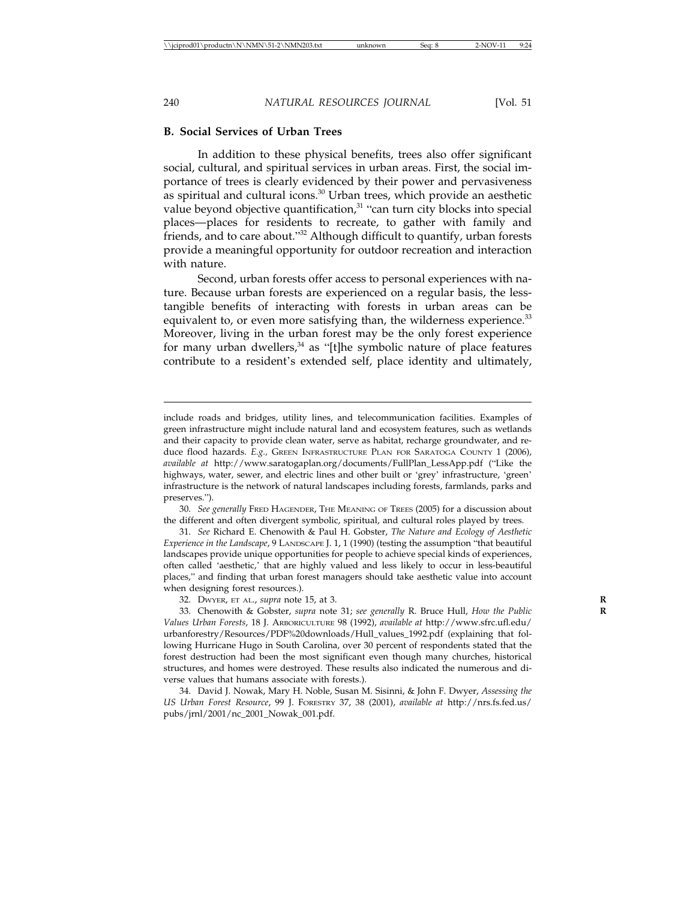### B. Social Services of Urban Trees

In addition to these physical benefits, trees also offer significant social, cultural, and spiritual services in urban areas. First, the social importance of trees is clearly evidenced by their power and pervasiveness as spiritual and cultural icons.[30] Urban trees, which provide an aesthetic value beyond objective quantification,[31] "can turn city blocks into special places—places for residents to recreate, to gather with family and friends, and to care about."[32] Although difficult to quantify, urban forests provide a meaningful opportunity for outdoor recreation and interaction with nature.

Second, urban forests offer access to personal experiences with nature. Because urban forests are experienced on a regular basis, the less-tangible benefits of interacting with forests in urban areas can be equivalent to, or even more satisfying than, the wilderness experience.[33] Moreover, living in the urban forest may be the only forest experience for many urban dwellers,[34] as "[t]he symbolic nature of place features contribute to a resident's extended self, place identity and ultimately,

---

include roads and bridges, utility lines, and telecommunication facilities. Examples of green infrastructure might include natural land and ecosystem features, such as wetlands and their capacity to provide clean water, serve as habitat, recharge groundwater, and reduce flood hazards. *E.g.*, GREEN INFRASTRUCTURE PLAN FOR SARATOGA COUNTY 1 (2006), *available at* http://www.saratogaplan.org/documents/FullPlan_LessApp.pdf ("Like the highways, water, sewer, and electric lines and other built or 'grey' infrastructure, 'green' infrastructure is the network of natural landscapes including forests, farmlands, parks and preserves.").

30. *See generally* FRED HAGENDER, THE MEANING OF TREES (2005) for a discussion about the different and often divergent symbolic, spiritual, and cultural roles played by trees.

31. *See* Richard E. Chenowith & Paul H. Gobster, *The Nature and Ecology of Aesthetic Experience in the Landscape*, 9 LANDSCAPE J. 1, 1 (1990) (testing the assumption "that beautiful landscapes provide unique opportunities for people to achieve special kinds of experiences, often called 'aesthetic,' that are highly valued and less likely to occur in less-beautiful places," and finding that urban forest managers should take aesthetic value into account when designing forest resources.).

32. DWYER, ET AL., *supra* note 15, at 3.

33. Chenowith & Gobster, *supra* note 31; *see generally* R. Bruce Hull, *How the Public Values Urban Forests*, 18 J. ARBORICULTURE 98 (1992), *available at* http://www.sfrc.ufl.edu/urbanforestry/Resources/PDF%20downloads/Hull_values_1992.pdf (explaining that following Hurricane Hugo in South Carolina, over 30 percent of respondents stated that the forest destruction had been the most significant even though many churches, historical structures, and homes were destroyed. These results also indicated the numerous and diverse values that humans associate with forests.).

34. David J. Nowak, Mary H. Noble, Susan M. Sisinni, & John F. Dwyer, *Assessing the US Urban Forest Resource*, 99 J. FORESTRY 37, 38 (2001), *available at* http://nrs.fs.fed.us/pubs/jrnl/2001/nc_2001_Nowak_001.pdf.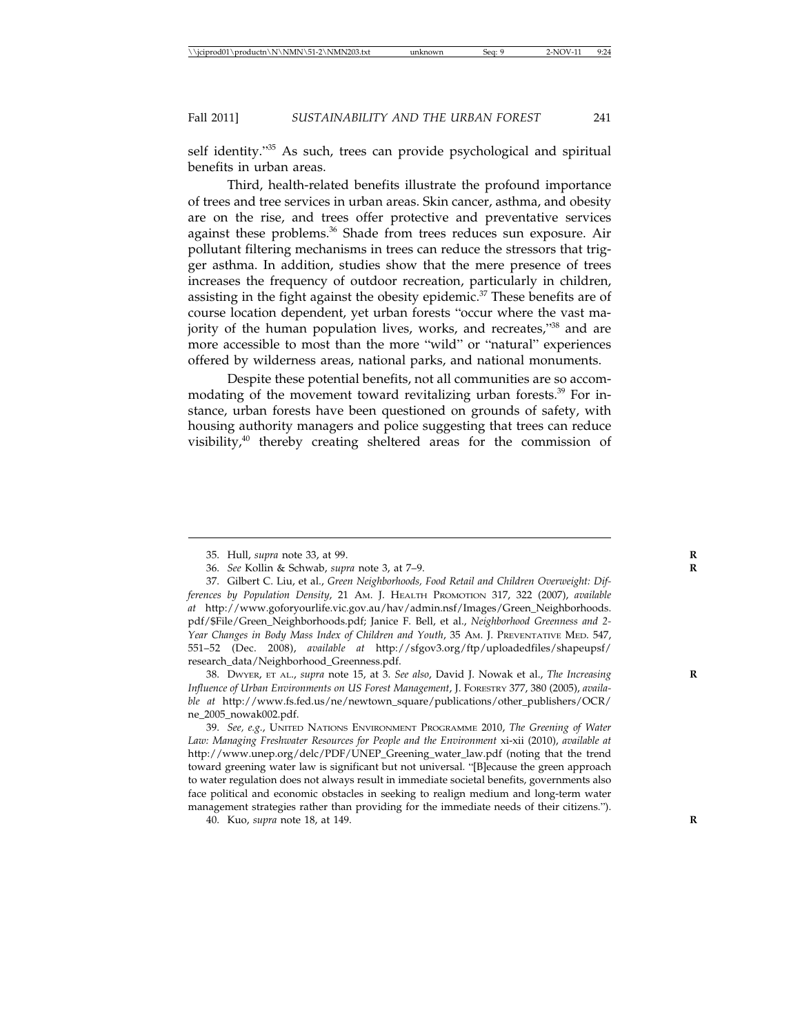self identity."[35] As such, trees can provide psychological and spiritual benefits in urban areas.

Third, health-related benefits illustrate the profound importance of trees and tree services in urban areas. Skin cancer, asthma, and obesity are on the rise, and trees offer protective and preventative services against these problems.[36] Shade from trees reduces sun exposure. Air pollutant filtering mechanisms in trees can reduce the stressors that trigger asthma. In addition, studies show that the mere presence of trees increases the frequency of outdoor recreation, particularly in children, assisting in the fight against the obesity epidemic.[37] These benefits are of course location dependent, yet urban forests "occur where the vast majority of the human population lives, works, and recreates,"[38] and are more accessible to most than the more "wild" or "natural" experiences offered by wilderness areas, national parks, and national monuments.

Despite these potential benefits, not all communities are so accommodating of the movement toward revitalizing urban forests.[39] For instance, urban forests have been questioned on grounds of safety, with housing authority managers and police suggesting that trees can reduce visibility,[40] thereby creating sheltered areas for the commission of

---

35. Hull, *supra* note 33, at 99.

36. *See* Kollin & Schwab, *supra* note 3, at 7–9.

37. Gilbert C. Liu, et al., *Green Neighborhoods, Food Retail and Children Overweight: Differences by Population Density*, 21 AM. J. HEALTH PROMOTION 317, 322 (2007), *available at* http://www.goforyourlife.vic.gov.au/hav/admin.nsf/Images/Green_Neighborhoods.pdf/$File/Green_Neighborhoods.pdf; Janice F. Bell, et al., *Neighborhood Greenness and 2-Year Changes in Body Mass Index of Children and Youth*, 35 AM. J. PREVENTATIVE MED. 547, 551–52 (Dec. 2008), *available at* http://sfgov3.org/ftp/uploadedfiles/shapeupsf/research_data/Neighborhood_Greenness.pdf.

38. DWYER, ET AL., *supra* note 15, at 3. *See also*, David J. Nowak et al., *The Increasing Influence of Urban Environments on US Forest Management*, J. FORESTRY 377, 380 (2005), *available at* http://www.fs.fed.us/ne/newtown_square/publications/other_publishers/OCR/ne_2005_nowak002.pdf.

39. *See, e.g.*, UNITED NATIONS ENVIRONMENT PROGRAMME 2010, *The Greening of Water Law: Managing Freshwater Resources for People and the Environment* xi-xii (2010), *available at* http://www.unep.org/delc/PDF/UNEP_Greening_water_law.pdf (noting that the trend toward greening water law is significant but not universal. "[B]ecause the green approach to water regulation does not always result in immediate societal benefits, governments also face political and economic obstacles in seeking to realign medium and long-term water management strategies rather than providing for the immediate needs of their citizens.").

40. Kuo, *supra* note 18, at 149.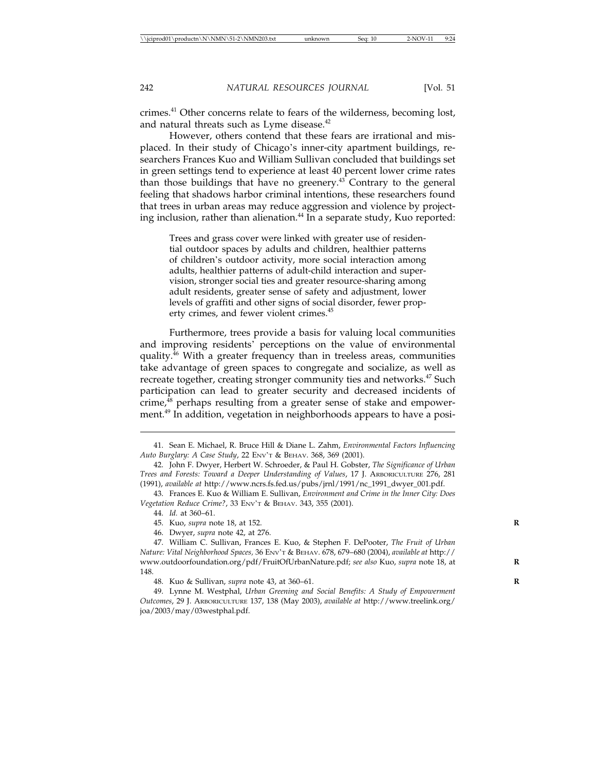crimes.[41] Other concerns relate to fears of the wilderness, becoming lost, and natural threats such as Lyme disease.[42]

However, others contend that these fears are irrational and misplaced. In their study of Chicago's inner-city apartment buildings, researchers Frances Kuo and William Sullivan concluded that buildings set in green settings tend to experience at least 40 percent lower crime rates than those buildings that have no greenery.[43] Contrary to the general feeling that shadows harbor criminal intentions, these researchers found that trees in urban areas may reduce aggression and violence by projecting inclusion, rather than alienation.[44] In a separate study, Kuo reported:

> Trees and grass cover were linked with greater use of residential outdoor spaces by adults and children, healthier patterns of children's outdoor activity, more social interaction among adults, healthier patterns of adult-child interaction and supervision, stronger social ties and greater resource-sharing among adult residents, greater sense of safety and adjustment, lower levels of graffiti and other signs of social disorder, fewer property crimes, and fewer violent crimes.[45]

Furthermore, trees provide a basis for valuing local communities and improving residents' perceptions on the value of environmental quality.[46] With a greater frequency than in treeless areas, communities take advantage of green spaces to congregate and socialize, as well as recreate together, creating stronger community ties and networks.[47] Such participation can lead to greater security and decreased incidents of crime,[48] perhaps resulting from a greater sense of stake and empowerment.[49] In addition, vegetation in neighborhoods appears to have a posi-

---

41. Sean E. Michael, R. Bruce Hill & Diane L. Zahm, *Environmental Factors Influencing Auto Burglary: A Case Study*, 22 ENV'T & BEHAV. 368, 369 (2001).

42. John F. Dwyer, Herbert W. Schroeder, & Paul H. Gobster, *The Significance of Urban Trees and Forests: Toward a Deeper Understanding of Values*, 17 J. ARBORICULTURE 276, 281 (1991), *available at* http://www.ncrs.fs.fed.us/pubs/jrnl/1991/nc_1991_dwyer_001.pdf.

43. Frances E. Kuo & William E. Sullivan, *Environment and Crime in the Inner City: Does Vegetation Reduce Crime?*, 33 ENV'T & BEHAV. 343, 355 (2001).

44. *Id.* at 360–61.

45. Kuo, *supra* note 18, at 152.

46. Dwyer, *supra* note 42, at 276.

47. William C. Sullivan, Frances E. Kuo, & Stephen F. DePooter, *The Fruit of Urban Nature: Vital Neighborhood Spaces*, 36 ENV'T & BEHAV. 678, 679–680 (2004), *available at* http://www.outdoorfoundation.org/pdf/FruitOfUrbanNature.pdf; *see also* Kuo, *supra* note 18, at 148.

48. Kuo & Sullivan, *supra* note 43, at 360–61.

49. Lynne M. Westphal, *Urban Greening and Social Benefits: A Study of Empowerment Outcomes*, 29 J. ARBORICULTURE 137, 138 (May 2003), *available at* http://www.treelink.org/joa/2003/may/03westphal.pdf.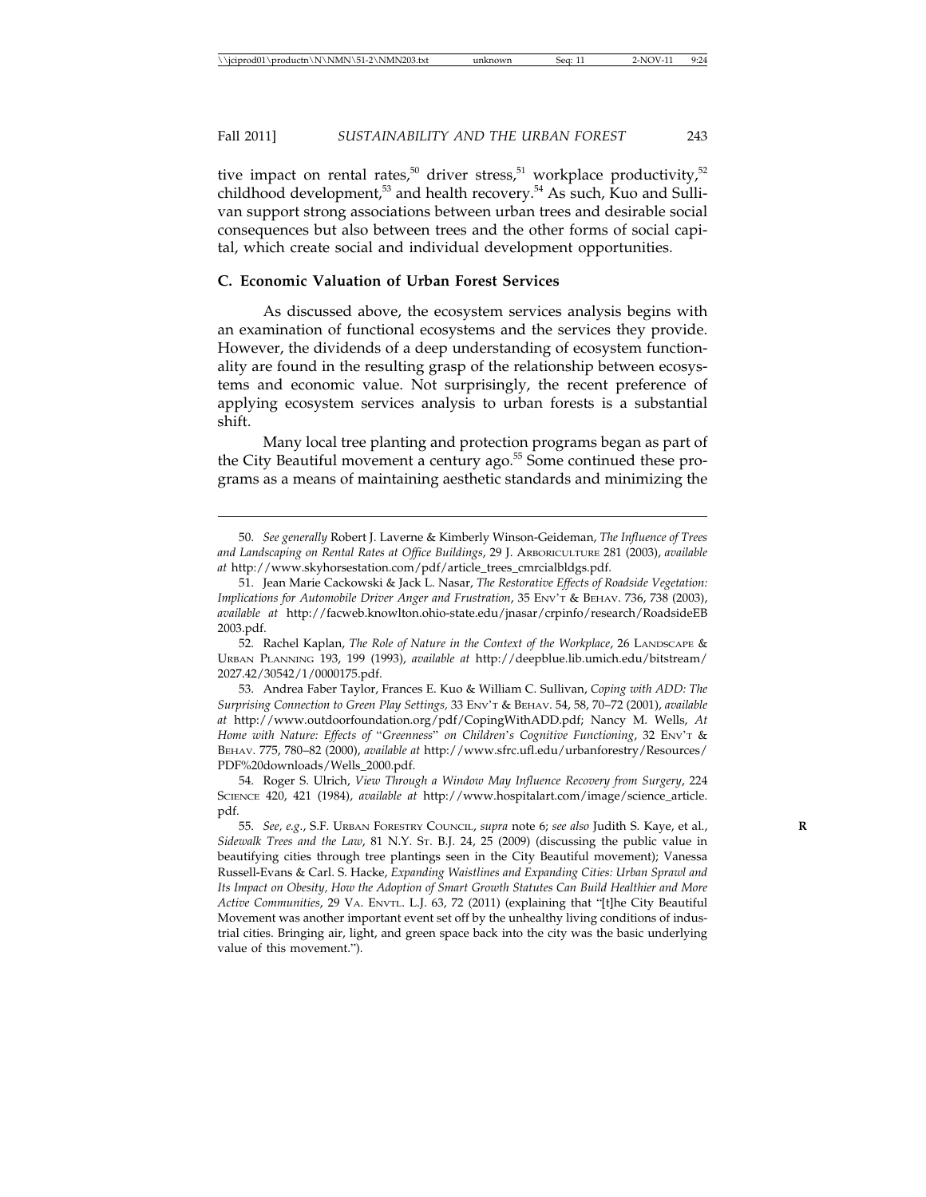tive impact on rental rates,[50] driver stress,[51] workplace productivity,[52] childhood development,[53] and health recovery.[54] As such, Kuo and Sullivan support strong associations between urban trees and desirable social consequences but also between trees and the other forms of social capital, which create social and individual development opportunities.

### C. Economic Valuation of Urban Forest Services

As discussed above, the ecosystem services analysis begins with an examination of functional ecosystems and the services they provide. However, the dividends of a deep understanding of ecosystem functionality are found in the resulting grasp of the relationship between ecosystems and economic value. Not surprisingly, the recent preference of applying ecosystem services analysis to urban forests is a substantial shift.

Many local tree planting and protection programs began as part of the City Beautiful movement a century ago.[55] Some continued these programs as a means of maintaining aesthetic standards and minimizing the

---

50. *See generally* Robert J. Laverne & Kimberly Winson-Geideman, *The Influence of Trees and Landscaping on Rental Rates at Office Buildings*, 29 J. ARBORICULTURE 281 (2003), *available at* http://www.skyhorsestation.com/pdf/article_trees_cmrcialbldgs.pdf.

51. Jean Marie Cackowski & Jack L. Nasar, *The Restorative Effects of Roadside Vegetation: Implications for Automobile Driver Anger and Frustration*, 35 ENV'T & BEHAV. 736, 738 (2003), *available at* http://facweb.knowlton.ohio-state.edu/jnasar/crpinfo/research/RoadsideEB2003.pdf.

52. Rachel Kaplan, *The Role of Nature in the Context of the Workplace*, 26 LANDSCAPE & URBAN PLANNING 193, 199 (1993), *available at* http://deepblue.lib.umich.edu/bitstream/2027.42/30542/1/0000175.pdf.

53. Andrea Faber Taylor, Frances E. Kuo & William C. Sullivan, *Coping with ADD: The Surprising Connection to Green Play Settings*, 33 ENV'T & BEHAV. 54, 58, 70–72 (2001), *available at* http://www.outdoorfoundation.org/pdf/CopingWithADD.pdf; Nancy M. Wells, *At Home with Nature: Effects of "Greenness" on Children's Cognitive Functioning*, 32 ENV'T & BEHAV. 775, 780–82 (2000), *available at* http://www.sfrc.ufl.edu/urbanforestry/Resources/PDF%20downloads/Wells_2000.pdf.

54. Roger S. Ulrich, *View Through a Window May Influence Recovery from Surgery*, 224 SCIENCE 420, 421 (1984), *available at* http://www.hospitalart.com/image/science_article.pdf.

55. *See, e.g.*, S.F. URBAN FORESTRY COUNCIL, *supra* note 6; *see also* Judith S. Kaye, et al., *Sidewalk Trees and the Law*, 81 N.Y. ST. B.J. 24, 25 (2009) (discussing the public value in beautifying cities through tree plantings seen in the City Beautiful movement); Vanessa Russell-Evans & Carl. S. Hacke, *Expanding Waistlines and Expanding Cities: Urban Sprawl and Its Impact on Obesity, How the Adoption of Smart Growth Statutes Can Build Healthier and More Active Communities*, 29 VA. ENVTL. L.J. 63, 72 (2011) (explaining that "[t]he City Beautiful Movement was another important event set off by the unhealthy living conditions of industrial cities. Bringing air, light, and green space back into the city was the basic underlying value of this movement.").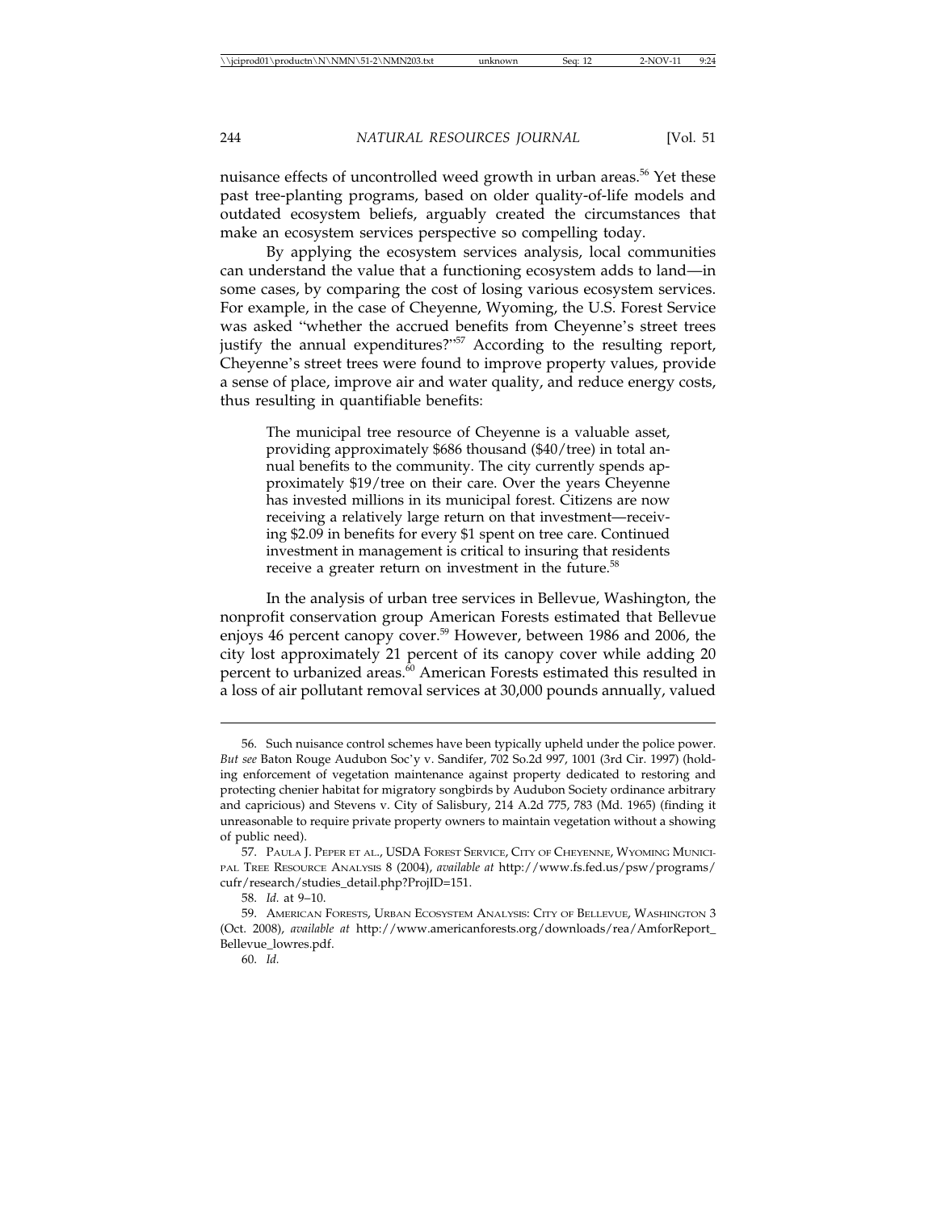nuisance effects of uncontrolled weed growth in urban areas.[56] Yet these past tree-planting programs, based on older quality-of-life models and outdated ecosystem beliefs, arguably created the circumstances that make an ecosystem services perspective so compelling today.

By applying the ecosystem services analysis, local communities can understand the value that a functioning ecosystem adds to land—in some cases, by comparing the cost of losing various ecosystem services. For example, in the case of Cheyenne, Wyoming, the U.S. Forest Service was asked "whether the accrued benefits from Cheyenne's street trees justify the annual expenditures?"[57] According to the resulting report, Cheyenne's street trees were found to improve property values, provide a sense of place, improve air and water quality, and reduce energy costs, thus resulting in quantifiable benefits:

> The municipal tree resource of Cheyenne is a valuable asset, providing approximately $686 thousand ($40/tree) in total annual benefits to the community. The city currently spends approximately $19/tree on their care. Over the years Cheyenne has invested millions in its municipal forest. Citizens are now receiving a relatively large return on that investment—receiving $2.09 in benefits for every $1 spent on tree care. Continued investment in management is critical to insuring that residents receive a greater return on investment in the future.[58]

In the analysis of urban tree services in Bellevue, Washington, the nonprofit conservation group American Forests estimated that Bellevue enjoys 46 percent canopy cover.[59] However, between 1986 and 2006, the city lost approximately 21 percent of its canopy cover while adding 20 percent to urbanized areas.[60] American Forests estimated this resulted in a loss of air pollutant removal services at 30,000 pounds annually, valued

---

56. Such nuisance control schemes have been typically upheld under the police power. *But see* Baton Rouge Audubon Soc'y v. Sandifer, 702 So.2d 997, 1001 (3rd Cir. 1997) (holding enforcement of vegetation maintenance against property dedicated to restoring and protecting chenier habitat for migratory songbirds by Audubon Society ordinance arbitrary and capricious) and Stevens v. City of Salisbury, 214 A.2d 775, 783 (Md. 1965) (finding it unreasonable to require private property owners to maintain vegetation without a showing of public need).

57. PAULA J. PEPER ET AL., USDA FOREST SERVICE, CITY OF CHEYENNE, WYOMING MUNICIPAL TREE RESOURCE ANALYSIS 8 (2004), *available at* http://www.fs.fed.us/psw/programs/cufr/research/studies_detail.php?ProjID=151.

58. *Id.* at 9–10.

59. AMERICAN FORESTS, URBAN ECOSYSTEM ANALYSIS: CITY OF BELLEVUE, WASHINGTON 3 (Oct. 2008), *available at* http://www.americanforests.org/downloads/rea/AmforReport_Bellevue_lowres.pdf.

60. *Id.*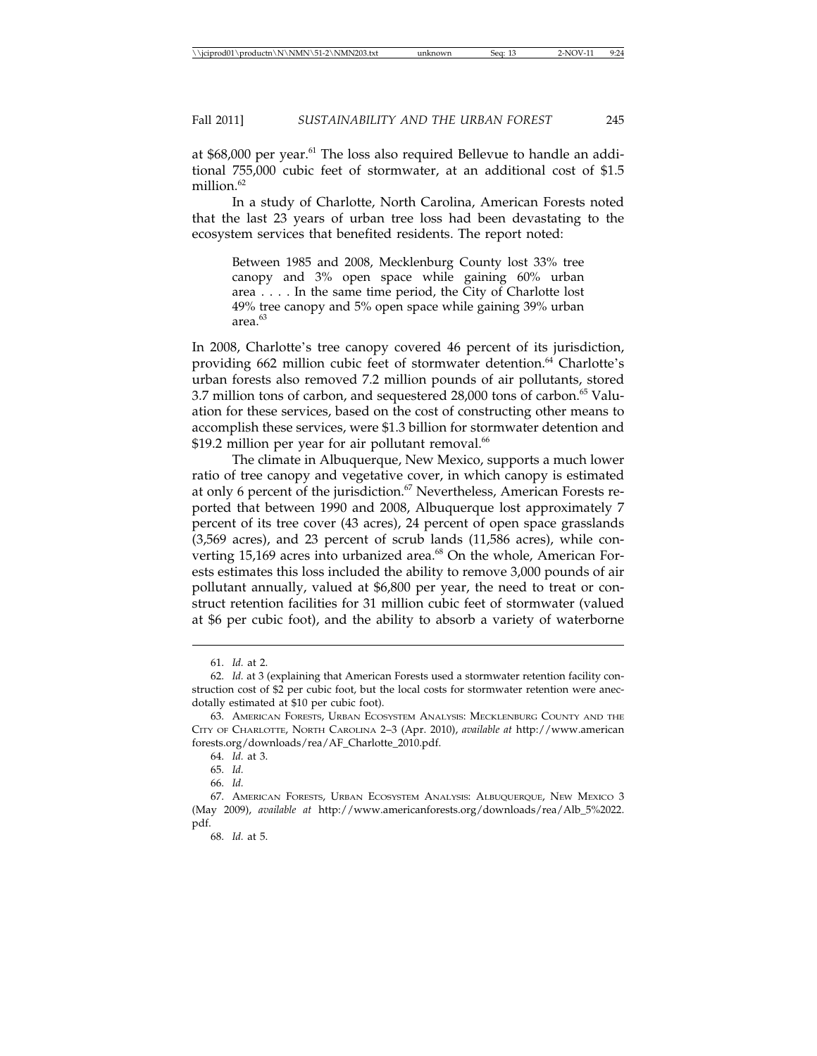at \$68,000 per year.[61] The loss also required Bellevue to handle an additional 755,000 cubic feet of stormwater, at an additional cost of \$1.5 million.[62]

In a study of Charlotte, North Carolina, American Forests noted that the last 23 years of urban tree loss had been devastating to the ecosystem services that benefited residents. The report noted:

> Between 1985 and 2008, Mecklenburg County lost 33% tree canopy and 3% open space while gaining 60% urban area . . . . In the same time period, the City of Charlotte lost 49% tree canopy and 5% open space while gaining 39% urban area.[63]

In 2008, Charlotte's tree canopy covered 46 percent of its jurisdiction, providing 662 million cubic feet of stormwater detention.[64] Charlotte's urban forests also removed 7.2 million pounds of air pollutants, stored 3.7 million tons of carbon, and sequestered 28,000 tons of carbon.[65] Valuation for these services, based on the cost of constructing other means to accomplish these services, were \$1.3 billion for stormwater detention and \$19.2 million per year for air pollutant removal.[66]

The climate in Albuquerque, New Mexico, supports a much lower ratio of tree canopy and vegetative cover, in which canopy is estimated at only 6 percent of the jurisdiction.[67] Nevertheless, American Forests reported that between 1990 and 2008, Albuquerque lost approximately 7 percent of its tree cover (43 acres), 24 percent of open space grasslands (3,569 acres), and 23 percent of scrub lands (11,586 acres), while converting 15,169 acres into urbanized area.[68] On the whole, American Forests estimates this loss included the ability to remove 3,000 pounds of air pollutant annually, valued at \$6,800 per year, the need to treat or construct retention facilities for 31 million cubic feet of stormwater (valued at \$6 per cubic foot), and the ability to absorb a variety of waterborne

---

61. *Id.* at 2.

62. *Id.* at 3 (explaining that American Forests used a stormwater retention facility construction cost of \$2 per cubic foot, but the local costs for stormwater retention were anecdotally estimated at \$10 per cubic foot).

63. AMERICAN FORESTS, URBAN ECOSYSTEM ANALYSIS: MECKLENBURG COUNTY AND THE CITY OF CHARLOTTE, NORTH CAROLINA 2–3 (Apr. 2010), *available at* http://www.americanforests.org/downloads/rea/AF_Charlotte_2010.pdf.

64. *Id.* at 3.

65. *Id.*

66. *Id.*

67. AMERICAN FORESTS, URBAN ECOSYSTEM ANALYSIS: ALBUQUERQUE, NEW MEXICO 3 (May 2009), *available at* http://www.americanforests.org/downloads/rea/Alb_5%2022.pdf.

68. *Id.* at 5.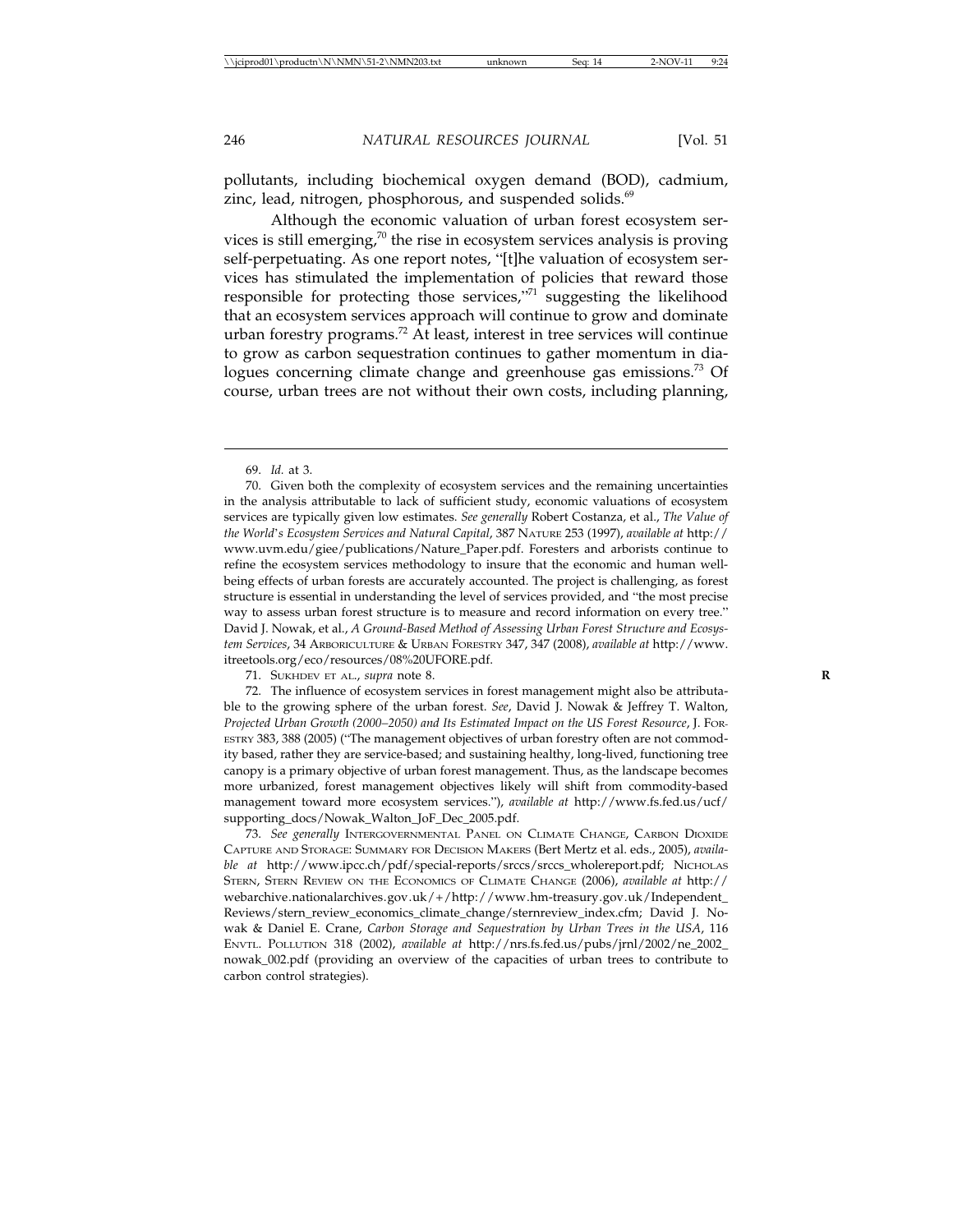pollutants, including biochemical oxygen demand (BOD), cadmium, zinc, lead, nitrogen, phosphorous, and suspended solids.[69]

Although the economic valuation of urban forest ecosystem services is still emerging,[70] the rise in ecosystem services analysis is proving self-perpetuating. As one report notes, "[t]he valuation of ecosystem services has stimulated the implementation of policies that reward those responsible for protecting those services,"[71] suggesting the likelihood that an ecosystem services approach will continue to grow and dominate urban forestry programs.[72] At least, interest in tree services will continue to grow as carbon sequestration continues to gather momentum in dialogues concerning climate change and greenhouse gas emissions.[73] Of course, urban trees are not without their own costs, including planning,

---

69. *Id.* at 3.

70. Given both the complexity of ecosystem services and the remaining uncertainties in the analysis attributable to lack of sufficient study, economic valuations of ecosystem services are typically given low estimates. *See generally* Robert Costanza, et al., *The Value of the World's Ecosystem Services and Natural Capital*, 387 NATURE 253 (1997), *available at* http://www.uvm.edu/giee/publications/Nature_Paper.pdf. Foresters and arborists continue to refine the ecosystem services methodology to insure that the economic and human well-being effects of urban forests are accurately accounted. The project is challenging, as forest structure is essential in understanding the level of services provided, and "the most precise way to assess urban forest structure is to measure and record information on every tree." David J. Nowak, et al., *A Ground-Based Method of Assessing Urban Forest Structure and Ecosystem Services*, 34 ARBORICULTURE & URBAN FORESTRY 347, 347 (2008), *available at* http://www.itreetools.org/eco/resources/08%20UFORE.pdf.

71. SUKHDEV ET AL., *supra* note 8.

72. The influence of ecosystem services in forest management might also be attributable to the growing sphere of the urban forest. *See*, David J. Nowak & Jeffrey T. Walton, *Projected Urban Growth (2000–2050) and Its Estimated Impact on the US Forest Resource*, J. FORESTRY 383, 388 (2005) ("The management objectives of urban forestry often are not commodity based, rather they are service-based; and sustaining healthy, long-lived, functioning tree canopy is a primary objective of urban forest management. Thus, as the landscape becomes more urbanized, forest management objectives likely will shift from commodity-based management toward more ecosystem services."), *available at* http://www.fs.fed.us/ucf/supporting_docs/Nowak_Walton_JoF_Dec_2005.pdf.

73. *See generally* INTERGOVERNMENTAL PANEL ON CLIMATE CHANGE, CARBON DIOXIDE CAPTURE AND STORAGE: SUMMARY FOR DECISION MAKERS (Bert Mertz et al. eds., 2005), *available at* http://www.ipcc.ch/pdf/special-reports/srccs/srccs_wholereport.pdf; NICHOLAS STERN, STERN REVIEW ON THE ECONOMICS OF CLIMATE CHANGE (2006), *available at* http://webarchive.nationalarchives.gov.uk/+/http://www.hm-treasury.gov.uk/Independent_Reviews/stern_review_economics_climate_change/sternreview_index.cfm; David J. Nowak & Daniel E. Crane, *Carbon Storage and Sequestration by Urban Trees in the USA*, 116 ENVTL. POLLUTION 318 (2002), *available at* http://nrs.fs.fed.us/pubs/jrnl/2002/ne_2002_nowak_002.pdf (providing an overview of the capacities of urban trees to contribute to carbon control strategies).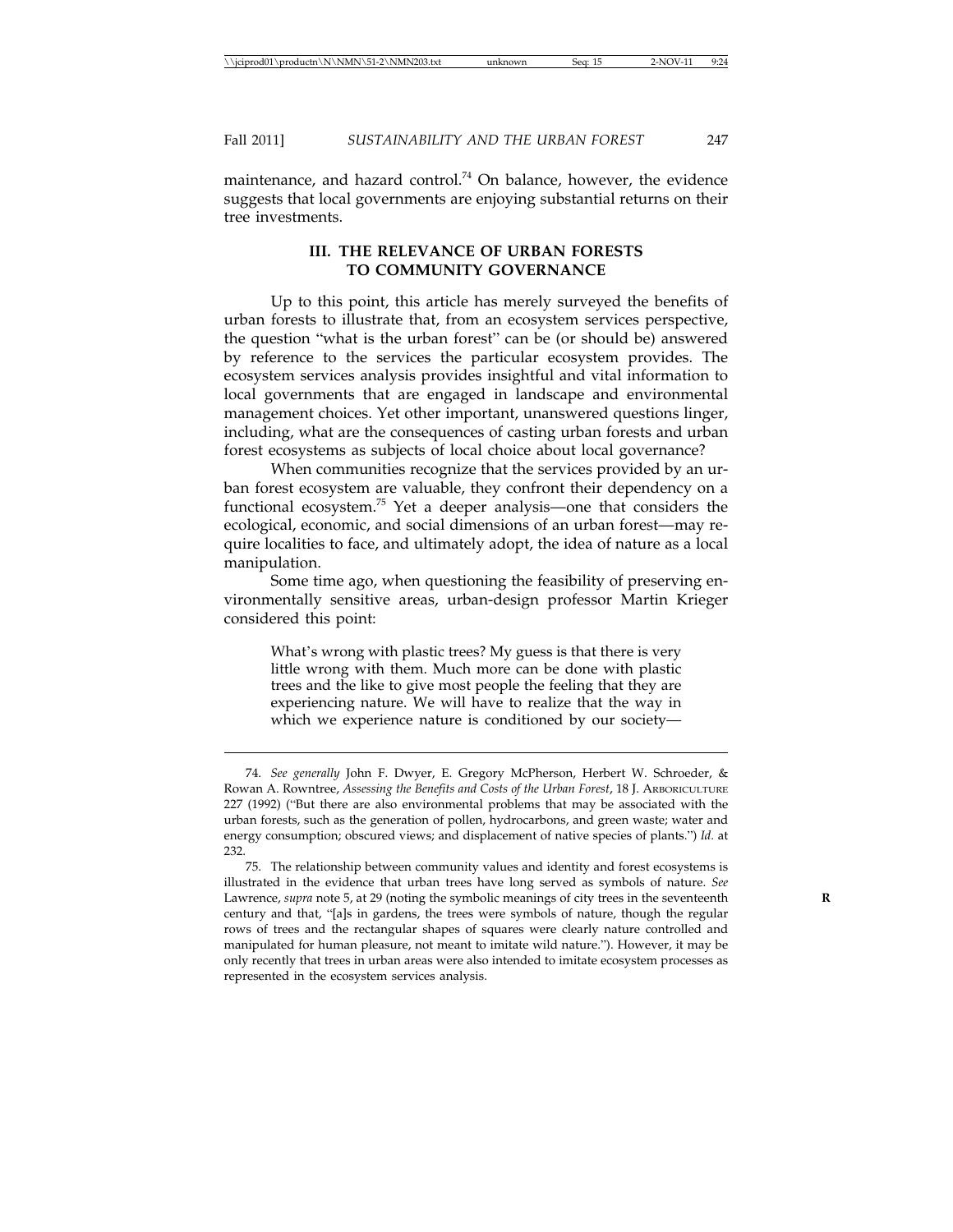maintenance, and hazard control.[74] On balance, however, the evidence suggests that local governments are enjoying substantial returns on their tree investments.

## III. THE RELEVANCE OF URBAN FORESTS TO COMMUNITY GOVERNANCE

Up to this point, this article has merely surveyed the benefits of urban forests to illustrate that, from an ecosystem services perspective, the question "what is the urban forest" can be (or should be) answered by reference to the services the particular ecosystem provides. The ecosystem services analysis provides insightful and vital information to local governments that are engaged in landscape and environmental management choices. Yet other important, unanswered questions linger, including, what are the consequences of casting urban forests and urban forest ecosystems as subjects of local choice about local governance?

When communities recognize that the services provided by an urban forest ecosystem are valuable, they confront their dependency on a functional ecosystem.[75] Yet a deeper analysis—one that considers the ecological, economic, and social dimensions of an urban forest—may require localities to face, and ultimately adopt, the idea of nature as a local manipulation.

Some time ago, when questioning the feasibility of preserving environmentally sensitive areas, urban-design professor Martin Krieger considered this point:

> What's wrong with plastic trees? My guess is that there is very little wrong with them. Much more can be done with plastic trees and the like to give most people the feeling that they are experiencing nature. We will have to realize that the way in which we experience nature is conditioned by our society—

---

74. *See generally* John F. Dwyer, E. Gregory McPherson, Herbert W. Schroeder, & Rowan A. Rowntree, *Assessing the Benefits and Costs of the Urban Forest*, 18 J. ARBORICULTURE 227 (1992) ("But there are also environmental problems that may be associated with the urban forests, such as the generation of pollen, hydrocarbons, and green waste; water and energy consumption; obscured views; and displacement of native species of plants.") *Id.* at 232.

75. The relationship between community values and identity and forest ecosystems is illustrated in the evidence that urban trees have long served as symbols of nature. *See* Lawrence, *supra* note 5, at 29 (noting the symbolic meanings of city trees in the seventeenth century and that, "[a]s in gardens, the trees were symbols of nature, though the regular rows of trees and the rectangular shapes of squares were clearly nature controlled and manipulated for human pleasure, not meant to imitate wild nature."). However, it may be only recently that trees in urban areas were also intended to imitate ecosystem processes as represented in the ecosystem services analysis.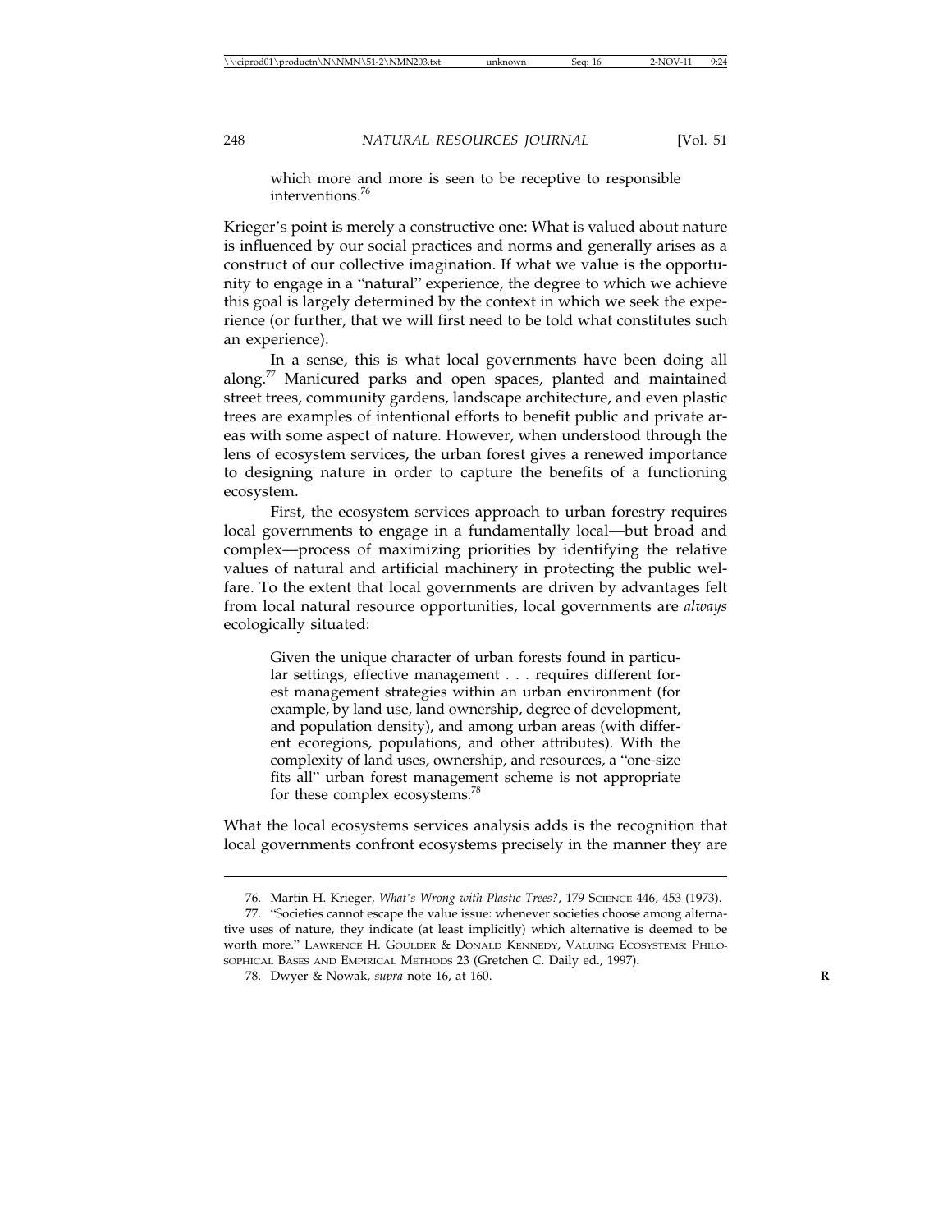which more and more is seen to be receptive to responsible interventions.[76]

Krieger's point is merely a constructive one: What is valued about nature is influenced by our social practices and norms and generally arises as a construct of our collective imagination. If what we value is the opportunity to engage in a "natural" experience, the degree to which we achieve this goal is largely determined by the context in which we seek the experience (or further, that we will first need to be told what constitutes such an experience).

In a sense, this is what local governments have been doing all along.[77] Manicured parks and open spaces, planted and maintained street trees, community gardens, landscape architecture, and even plastic trees are examples of intentional efforts to benefit public and private areas with some aspect of nature. However, when understood through the lens of ecosystem services, the urban forest gives a renewed importance to designing nature in order to capture the benefits of a functioning ecosystem.

First, the ecosystem services approach to urban forestry requires local governments to engage in a fundamentally local—but broad and complex—process of maximizing priorities by identifying the relative values of natural and artificial machinery in protecting the public welfare. To the extent that local governments are driven by advantages felt from local natural resource opportunities, local governments are *always* ecologically situated:

> Given the unique character of urban forests found in particular settings, effective management . . . requires different forest management strategies within an urban environment (for example, by land use, land ownership, degree of development, and population density), and among urban areas (with different ecoregions, populations, and other attributes). With the complexity of land uses, ownership, and resources, a "one-size fits all" urban forest management scheme is not appropriate for these complex ecosystems.[78]

What the local ecosystems services analysis adds is the recognition that local governments confront ecosystems precisely in the manner they are

---

76. Martin H. Krieger, *What's Wrong with Plastic Trees?*, 179 SCIENCE 446, 453 (1973).

77. "Societies cannot escape the value issue: whenever societies choose among alternative uses of nature, they indicate (at least implicitly) which alternative is deemed to be worth more." LAWRENCE H. GOULDER & DONALD KENNEDY, VALUING ECOSYSTEMS: PHILOSOPHICAL BASES AND EMPIRICAL METHODS 23 (Gretchen C. Daily ed., 1997).

78. Dwyer & Nowak, *supra* note 16, at 160.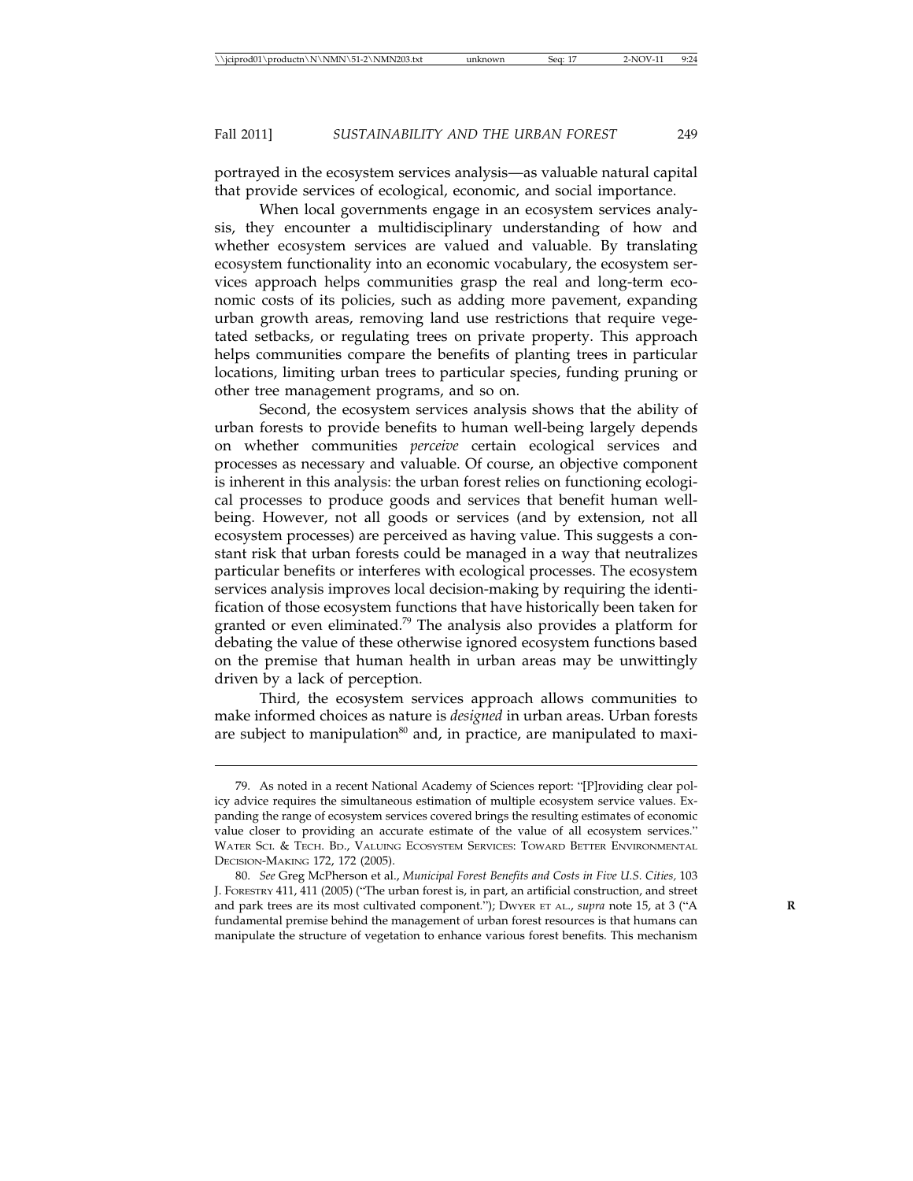portrayed in the ecosystem services analysis—as valuable natural capital that provide services of ecological, economic, and social importance.

When local governments engage in an ecosystem services analysis, they encounter a multidisciplinary understanding of how and whether ecosystem services are valued and valuable. By translating ecosystem functionality into an economic vocabulary, the ecosystem services approach helps communities grasp the real and long-term economic costs of its policies, such as adding more pavement, expanding urban growth areas, removing land use restrictions that require vegetated setbacks, or regulating trees on private property. This approach helps communities compare the benefits of planting trees in particular locations, limiting urban trees to particular species, funding pruning or other tree management programs, and so on.

Second, the ecosystem services analysis shows that the ability of urban forests to provide benefits to human well-being largely depends on whether communities *perceive* certain ecological services and processes as necessary and valuable. Of course, an objective component is inherent in this analysis: the urban forest relies on functioning ecological processes to produce goods and services that benefit human well-being. However, not all goods or services (and by extension, not all ecosystem processes) are perceived as having value. This suggests a constant risk that urban forests could be managed in a way that neutralizes particular benefits or interferes with ecological processes. The ecosystem services analysis improves local decision-making by requiring the identification of those ecosystem functions that have historically been taken for granted or even eliminated.[79] The analysis also provides a platform for debating the value of these otherwise ignored ecosystem functions based on the premise that human health in urban areas may be unwittingly driven by a lack of perception.

Third, the ecosystem services approach allows communities to make informed choices as nature is *designed* in urban areas. Urban forests are subject to manipulation[80] and, in practice, are manipulated to maxi-

---

79. As noted in a recent National Academy of Sciences report: "[P]roviding clear policy advice requires the simultaneous estimation of multiple ecosystem service values. Expanding the range of ecosystem services covered brings the resulting estimates of economic value closer to providing an accurate estimate of the value of all ecosystem services." WATER SCI. & TECH. BD., VALUING ECOSYSTEM SERVICES: TOWARD BETTER ENVIRONMENTAL DECISION-MAKING 172, 172 (2005).

80. *See* Greg McPherson et al., *Municipal Forest Benefits and Costs in Five U.S. Cities*, 103 J. FORESTRY 411, 411 (2005) ("The urban forest is, in part, an artificial construction, and street and park trees are its most cultivated component."); DWYER ET AL., *supra* note 15, at 3 ("A fundamental premise behind the management of urban forest resources is that humans can manipulate the structure of vegetation to enhance various forest benefits. This mechanism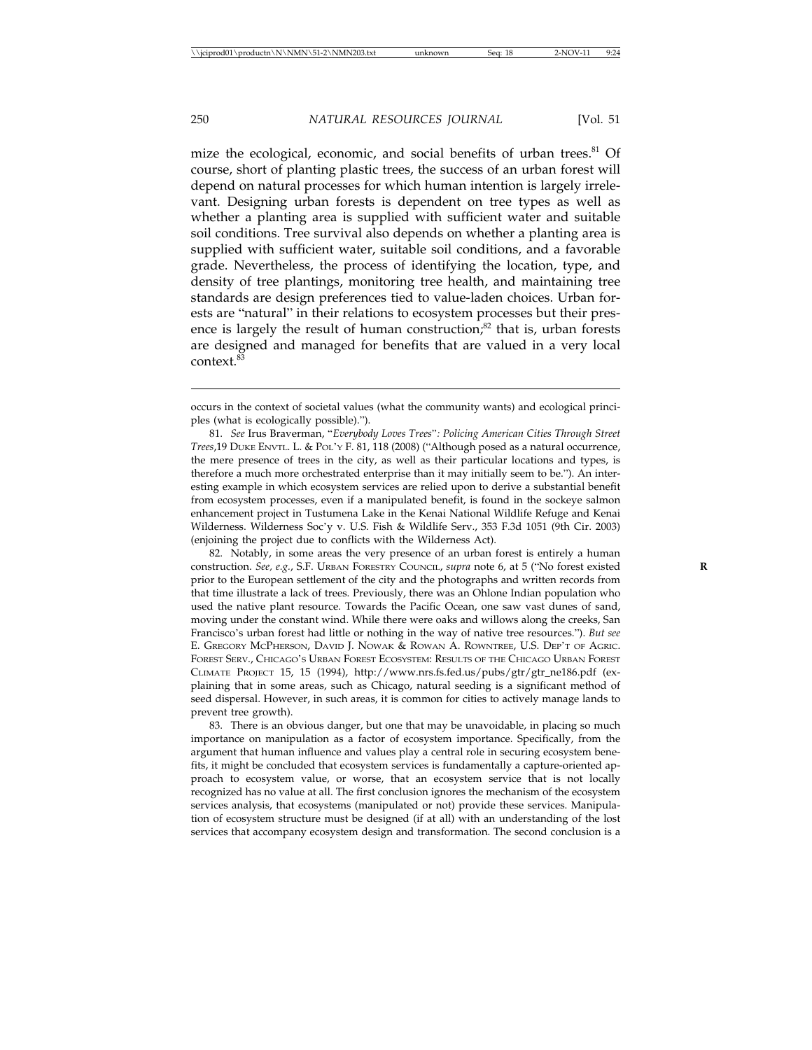mize the ecological, economic, and social benefits of urban trees.[81] Of course, short of planting plastic trees, the success of an urban forest will depend on natural processes for which human intention is largely irrelevant. Designing urban forests is dependent on tree types as well as whether a planting area is supplied with sufficient water and suitable soil conditions. Tree survival also depends on whether a planting area is supplied with sufficient water, suitable soil conditions, and a favorable grade. Nevertheless, the process of identifying the location, type, and density of tree plantings, monitoring tree health, and maintaining tree standards are design preferences tied to value-laden choices. Urban forests are "natural" in their relations to ecosystem processes but their presence is largely the result of human construction;[82] that is, urban forests are designed and managed for benefits that are valued in a very local context.[83]

---

occurs in the context of societal values (what the community wants) and ecological principles (what is ecologically possible).").

81. *See* Irus Braverman, "*Everybody Loves Trees*"*: Policing American Cities Through Street Trees*,19 DUKE ENVTL. L. & POL'Y F. 81, 118 (2008) ("Although posed as a natural occurrence, the mere presence of trees in the city, as well as their particular locations and types, is therefore a much more orchestrated enterprise than it may initially seem to be."). An interesting example in which ecosystem services are relied upon to derive a substantial benefit from ecosystem processes, even if a manipulated benefit, is found in the sockeye salmon enhancement project in Tustumena Lake in the Kenai National Wildlife Refuge and Kenai Wilderness. Wilderness Soc'y v. U.S. Fish & Wildlife Serv., 353 F.3d 1051 (9th Cir. 2003) (enjoining the project due to conflicts with the Wilderness Act).

82. Notably, in some areas the very presence of an urban forest is entirely a human construction. *See, e.g.*, S.F. URBAN FORESTRY COUNCIL, *supra* note 6, at 5 ("No forest existed prior to the European settlement of the city and the photographs and written records from that time illustrate a lack of trees. Previously, there was an Ohlone Indian population who used the native plant resource. Towards the Pacific Ocean, one saw vast dunes of sand, moving under the constant wind. While there were oaks and willows along the creeks, San Francisco's urban forest had little or nothing in the way of native tree resources."). *But see* E. GREGORY MCPHERSON, DAVID J. NOWAK & ROWAN A. ROWNTREE, U.S. DEP'T OF AGRIC. FOREST SERV., CHICAGO'S URBAN FOREST ECOSYSTEM: RESULTS OF THE CHICAGO URBAN FOREST CLIMATE PROJECT 15, 15 (1994), http://www.nrs.fs.fed.us/pubs/gtr/gtr_ne186.pdf (explaining that in some areas, such as Chicago, natural seeding is a significant method of seed dispersal. However, in such areas, it is common for cities to actively manage lands to prevent tree growth).

83. There is an obvious danger, but one that may be unavoidable, in placing so much importance on manipulation as a factor of ecosystem importance. Specifically, from the argument that human influence and values play a central role in securing ecosystem benefits, it might be concluded that ecosystem services is fundamentally a capture-oriented approach to ecosystem value, or worse, that an ecosystem service that is not locally recognized has no value at all. The first conclusion ignores the mechanism of the ecosystem services analysis, that ecosystems (manipulated or not) provide these services. Manipulation of ecosystem structure must be designed (if at all) with an understanding of the lost services that accompany ecosystem design and transformation. The second conclusion is a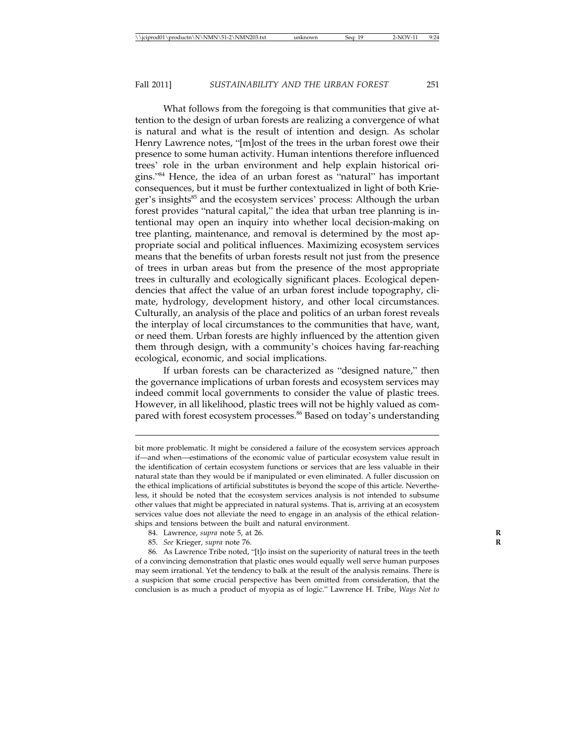What follows from the foregoing is that communities that give attention to the design of urban forests are realizing a convergence of what is natural and what is the result of intention and design. As scholar Henry Lawrence notes, "[m]ost of the trees in the urban forest owe their presence to some human activity. Human intentions therefore influenced trees' role in the urban environment and help explain historical origins."[84] Hence, the idea of an urban forest as "natural" has important consequences, but it must be further contextualized in light of both Krieger's insights[85] and the ecosystem services' process: Although the urban forest provides "natural capital," the idea that urban tree planning is intentional may open an inquiry into whether local decision-making on tree planting, maintenance, and removal is determined by the most appropriate social and political influences. Maximizing ecosystem services means that the benefits of urban forests result not just from the presence of trees in urban areas but from the presence of the most appropriate trees in culturally and ecologically significant places. Ecological dependencies that affect the value of an urban forest include topography, climate, hydrology, development history, and other local circumstances. Culturally, an analysis of the place and politics of an urban forest reveals the interplay of local circumstances to the communities that have, want, or need them. Urban forests are highly influenced by the attention given them through design, with a community's choices having far-reaching ecological, economic, and social implications.

If urban forests can be characterized as "designed nature," then the governance implications of urban forests and ecosystem services may indeed commit local governments to consider the value of plastic trees. However, in all likelihood, plastic trees will not be highly valued as compared with forest ecosystem processes.[86] Based on today's understanding

---

bit more problematic. It might be considered a failure of the ecosystem services approach if—and when—estimations of the economic value of particular ecosystem value result in the identification of certain ecosystem functions or services that are less valuable in their natural state than they would be if manipulated or even eliminated. A fuller discussion on the ethical implications of artificial substitutes is beyond the scope of this article. Nevertheless, it should be noted that the ecosystem services analysis is not intended to subsume other values that might be appreciated in natural systems. That is, arriving at an ecosystem services value does not alleviate the need to engage in an analysis of the ethical relationships and tensions between the built and natural environment.

84. Lawrence, *supra* note 5, at 26.

85. *See* Krieger, *supra* note 76.

86. As Lawrence Tribe noted, "[t]o insist on the superiority of natural trees in the teeth of a convincing demonstration that plastic ones would equally well serve human purposes may seem irrational. Yet the tendency to balk at the result of the analysis remains. There is a suspicion that some crucial perspective has been omitted from consideration, that the conclusion is as much a product of myopia as of logic." Lawrence H. Tribe, *Ways Not to*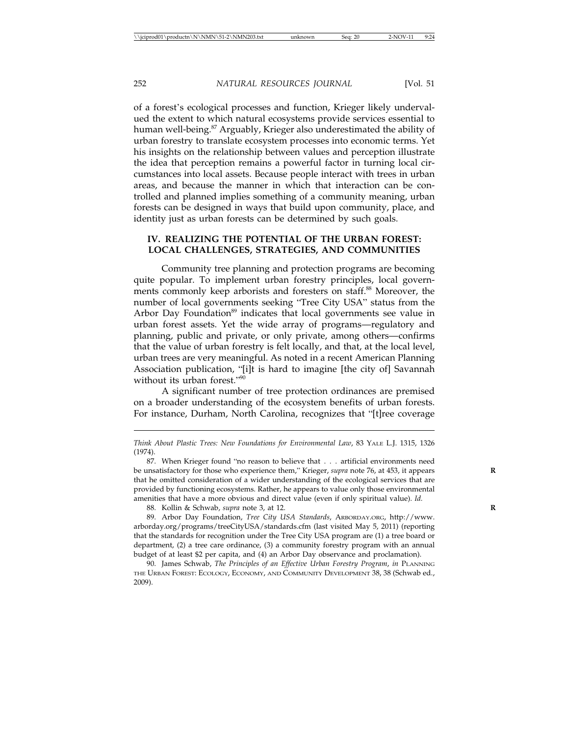of a forest's ecological processes and function, Krieger likely undervalued the extent to which natural ecosystems provide services essential to human well-being.[87] Arguably, Krieger also underestimated the ability of urban forestry to translate ecosystem processes into economic terms. Yet his insights on the relationship between values and perception illustrate the idea that perception remains a powerful factor in turning local circumstances into local assets. Because people interact with trees in urban areas, and because the manner in which that interaction can be controlled and planned implies something of a community meaning, urban forests can be designed in ways that build upon community, place, and identity just as urban forests can be determined by such goals.

## IV. REALIZING THE POTENTIAL OF THE URBAN FOREST: LOCAL CHALLENGES, STRATEGIES, AND COMMUNITIES

Community tree planning and protection programs are becoming quite popular. To implement urban forestry principles, local governments commonly keep arborists and foresters on staff.[88] Moreover, the number of local governments seeking "Tree City USA" status from the Arbor Day Foundation[89] indicates that local governments see value in urban forest assets. Yet the wide array of programs—regulatory and planning, public and private, or only private, among others—confirms that the value of urban forestry is felt locally, and that, at the local level, urban trees are very meaningful. As noted in a recent American Planning Association publication, "[i]t is hard to imagine [the city of] Savannah without its urban forest."[90]

A significant number of tree protection ordinances are premised on a broader understanding of the ecosystem benefits of urban forests. For instance, Durham, North Carolina, recognizes that "[t]ree coverage

---

*Think About Plastic Trees: New Foundations for Environmental Law*, 83 YALE L.J. 1315, 1326 (1974).

87. When Krieger found "no reason to believe that . . . artificial environments need be unsatisfactory for those who experience them," Krieger, *supra* note 76, at 453, it appears that he omitted consideration of a wider understanding of the ecological services that are provided by functioning ecosystems. Rather, he appears to value only those environmental amenities that have a more obvious and direct value (even if only spiritual value). *Id.*

88. Kollin & Schwab, *supra* note 3, at 12.

89. Arbor Day Foundation, *Tree City USA Standards*, ARBORDAY.ORG, http://www.arborday.org/programs/treeCityUSA/standards.cfm (last visited May 5, 2011) (reporting that the standards for recognition under the Tree City USA program are (1) a tree board or department, (2) a tree care ordinance, (3) a community forestry program with an annual budget of at least $2 per capita, and (4) an Arbor Day observance and proclamation).

90. James Schwab, *The Principles of an Effective Urban Forestry Program*, *in* PLANNING THE URBAN FOREST: ECOLOGY, ECONOMY, AND COMMUNITY DEVELOPMENT 38, 38 (Schwab ed., 2009).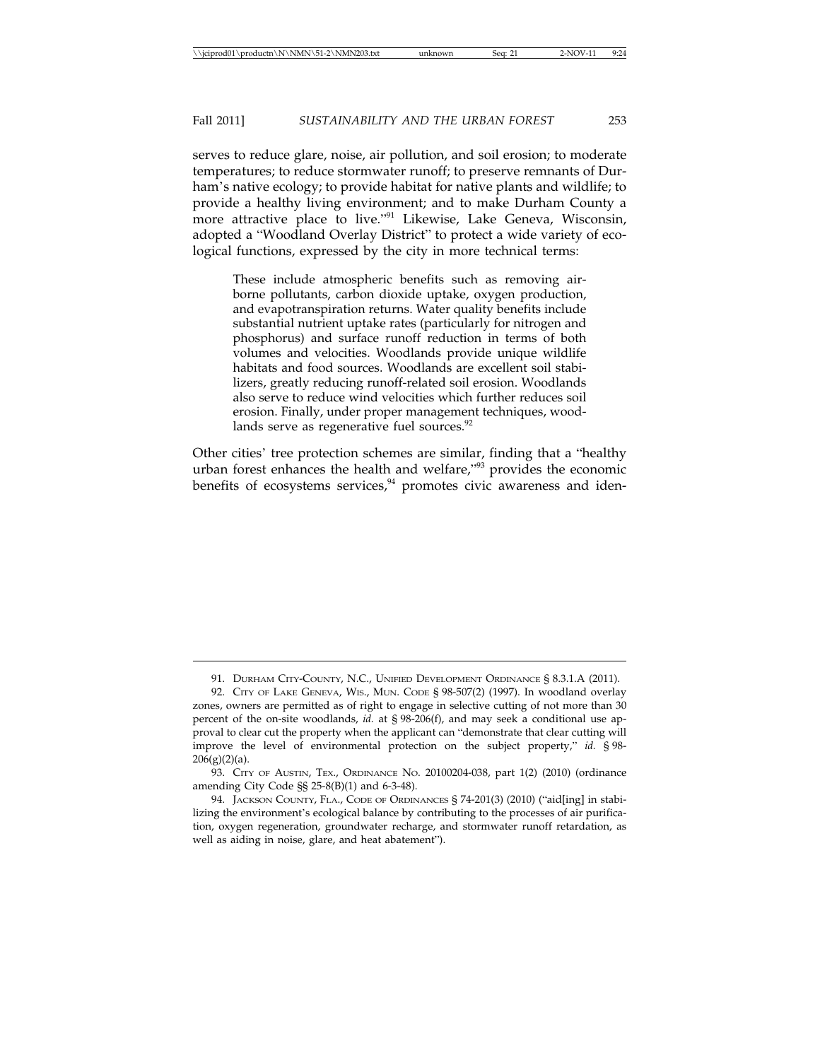serves to reduce glare, noise, air pollution, and soil erosion; to moderate temperatures; to reduce stormwater runoff; to preserve remnants of Durham's native ecology; to provide habitat for native plants and wildlife; to provide a healthy living environment; and to make Durham County a more attractive place to live."[91] Likewise, Lake Geneva, Wisconsin, adopted a "Woodland Overlay District" to protect a wide variety of ecological functions, expressed by the city in more technical terms:

> These include atmospheric benefits such as removing airborne pollutants, carbon dioxide uptake, oxygen production, and evapotranspiration returns. Water quality benefits include substantial nutrient uptake rates (particularly for nitrogen and phosphorus) and surface runoff reduction in terms of both volumes and velocities. Woodlands provide unique wildlife habitats and food sources. Woodlands are excellent soil stabilizers, greatly reducing runoff-related soil erosion. Woodlands also serve to reduce wind velocities which further reduces soil erosion. Finally, under proper management techniques, woodlands serve as regenerative fuel sources.[92]

Other cities' tree protection schemes are similar, finding that a "healthy urban forest enhances the health and welfare,"[93] provides the economic benefits of ecosystems services,[94] promotes civic awareness and iden-

---

91. Durham City-County, N.C., Unified Development Ordinance § 8.3.1.A (2011).

92. City of Lake Geneva, Wis., Mun. Code § 98-507(2) (1997). In woodland overlay zones, owners are permitted as of right to engage in selective cutting of not more than 30 percent of the on-site woodlands, *id.* at § 98-206(f), and may seek a conditional use approval to clear cut the property when the applicant can "demonstrate that clear cutting will improve the level of environmental protection on the subject property," *id.* § 98-206(g)(2)(a).

93. City of Austin, Tex., Ordinance No. 20100204-038, part 1(2) (2010) (ordinance amending City Code §§ 25-8(B)(1) and 6-3-48).

94. Jackson County, Fla., Code of Ordinances § 74-201(3) (2010) ("aid[ing] in stabilizing the environment's ecological balance by contributing to the processes of air purification, oxygen regeneration, groundwater recharge, and stormwater runoff retardation, as well as aiding in noise, glare, and heat abatement").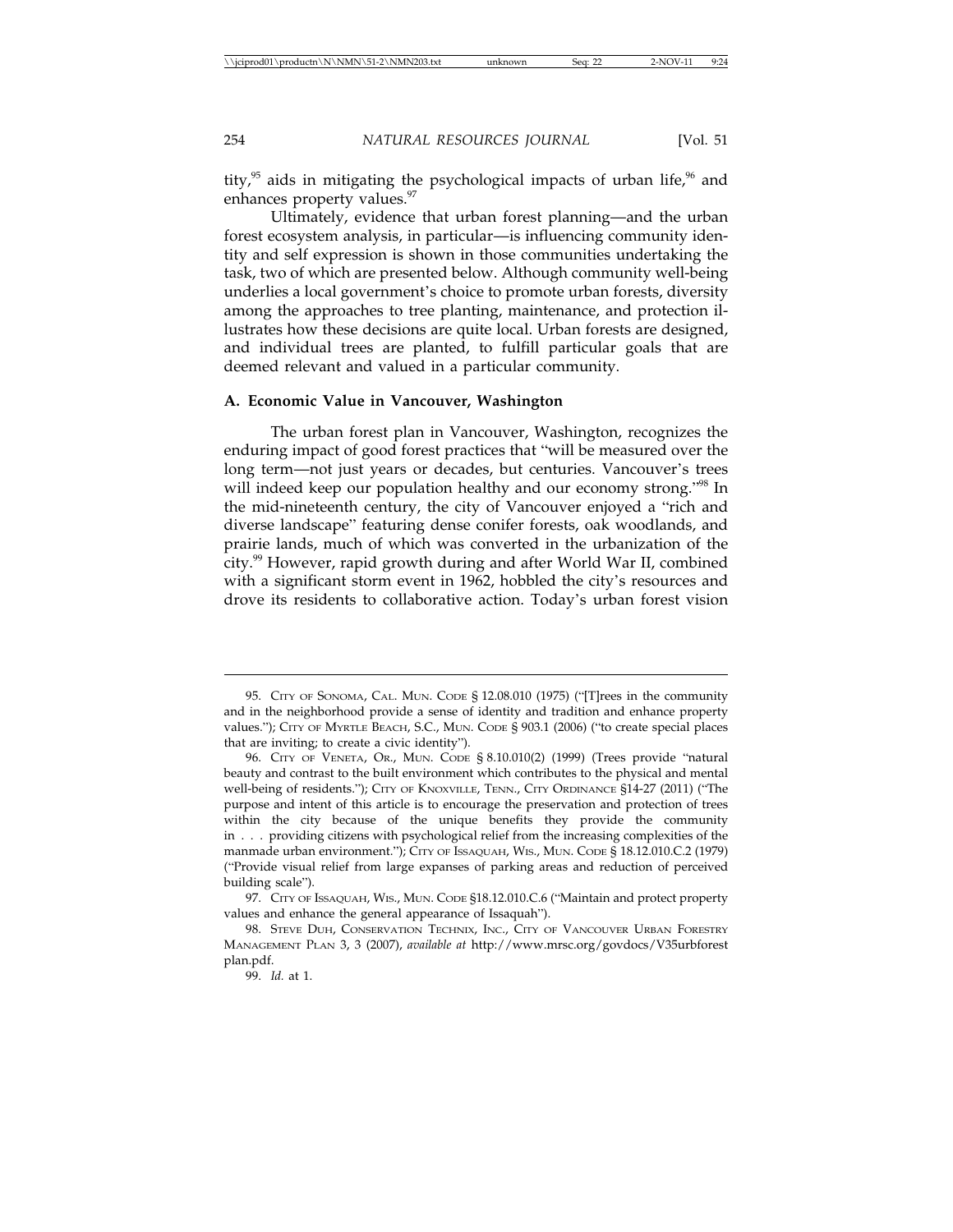tity,[95] aids in mitigating the psychological impacts of urban life,[96] and enhances property values.[97]

Ultimately, evidence that urban forest planning—and the urban forest ecosystem analysis, in particular—is influencing community identity and self expression is shown in those communities undertaking the task, two of which are presented below. Although community well-being underlies a local government's choice to promote urban forests, diversity among the approaches to tree planting, maintenance, and protection illustrates how these decisions are quite local. Urban forests are designed, and individual trees are planted, to fulfill particular goals that are deemed relevant and valued in a particular community.

### A. Economic Value in Vancouver, Washington

The urban forest plan in Vancouver, Washington, recognizes the enduring impact of good forest practices that "will be measured over the long term—not just years or decades, but centuries. Vancouver's trees will indeed keep our population healthy and our economy strong."[98] In the mid-nineteenth century, the city of Vancouver enjoyed a "rich and diverse landscape" featuring dense conifer forests, oak woodlands, and prairie lands, much of which was converted in the urbanization of the city.[99] However, rapid growth during and after World War II, combined with a significant storm event in 1962, hobbled the city's resources and drove its residents to collaborative action. Today's urban forest vision

---

95. CITY OF SONOMA, CAL. MUN. CODE § 12.08.010 (1975) ("[T]rees in the community and in the neighborhood provide a sense of identity and tradition and enhance property values."); CITY OF MYRTLE BEACH, S.C., MUN. CODE § 903.1 (2006) ("to create special places that are inviting; to create a civic identity").

96. CITY OF VENETA, OR., MUN. CODE § 8.10.010(2) (1999) (Trees provide "natural beauty and contrast to the built environment which contributes to the physical and mental well-being of residents."); CITY OF KNOXVILLE, TENN., CITY ORDINANCE §14-27 (2011) ("The purpose and intent of this article is to encourage the preservation and protection of trees within the city because of the unique benefits they provide the community in . . . providing citizens with psychological relief from the increasing complexities of the manmade urban environment."); CITY OF ISSAQUAH, WIS., MUN. CODE § 18.12.010.C.2 (1979) ("Provide visual relief from large expanses of parking areas and reduction of perceived building scale").

97. CITY OF ISSAQUAH, WIS., MUN. CODE §18.12.010.C.6 ("Maintain and protect property values and enhance the general appearance of Issaquah").

98. STEVE DUH, CONSERVATION TECHNIX, INC., CITY OF VANCOUVER URBAN FORESTRY MANAGEMENT PLAN 3, 3 (2007), *available at* http://www.mrsc.org/govdocs/V35urbforest plan.pdf.

99. *Id.* at 1.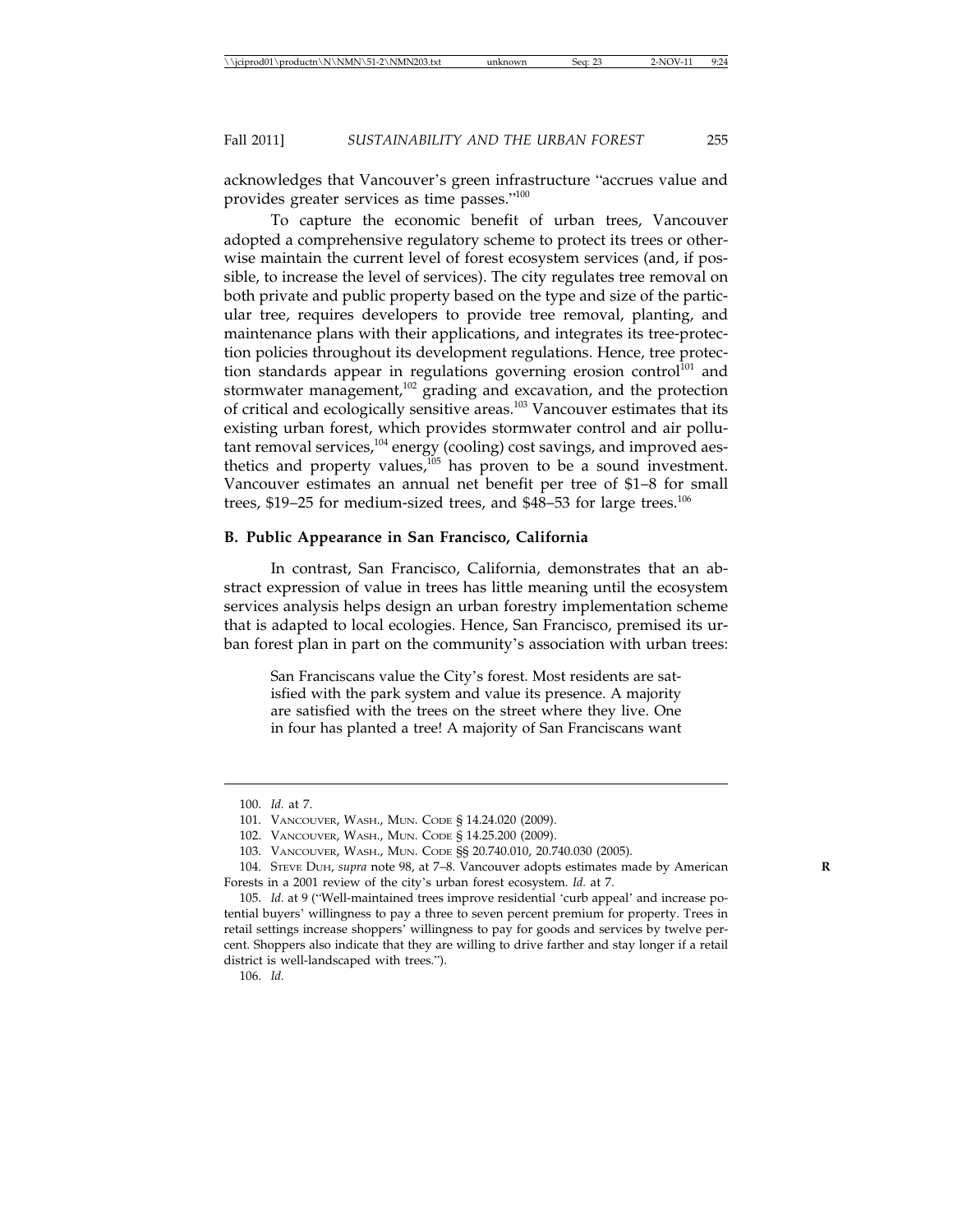acknowledges that Vancouver's green infrastructure "accrues value and provides greater services as time passes."[100]

To capture the economic benefit of urban trees, Vancouver adopted a comprehensive regulatory scheme to protect its trees or otherwise maintain the current level of forest ecosystem services (and, if possible, to increase the level of services). The city regulates tree removal on both private and public property based on the type and size of the particular tree, requires developers to provide tree removal, planting, and maintenance plans with their applications, and integrates its tree-protection policies throughout its development regulations. Hence, tree protection standards appear in regulations governing erosion control[101] and stormwater management,[102] grading and excavation, and the protection of critical and ecologically sensitive areas.[103] Vancouver estimates that its existing urban forest, which provides stormwater control and air pollutant removal services,[104] energy (cooling) cost savings, and improved aesthetics and property values,[105] has proven to be a sound investment. Vancouver estimates an annual net benefit per tree of $1–8 for small trees, $19–25 for medium-sized trees, and $48–53 for large trees.[106]

### B. Public Appearance in San Francisco, California

In contrast, San Francisco, California, demonstrates that an abstract expression of value in trees has little meaning until the ecosystem services analysis helps design an urban forestry implementation scheme that is adapted to local ecologies. Hence, San Francisco, premised its urban forest plan in part on the community's association with urban trees:

> San Franciscans value the City's forest. Most residents are satisfied with the park system and value its presence. A majority are satisfied with the trees on the street where they live. One in four has planted a tree! A majority of San Franciscans want

---

100. *Id.* at 7.

101. VANCOUVER, WASH., MUN. CODE § 14.24.020 (2009).

102. VANCOUVER, WASH., MUN. CODE § 14.25.200 (2009).

103. VANCOUVER, WASH., MUN. CODE §§ 20.740.010, 20.740.030 (2005).

104. STEVE DUH, *supra* note 98, at 7–8. Vancouver adopts estimates made by American Forests in a 2001 review of the city's urban forest ecosystem. *Id.* at 7.

105. *Id.* at 9 ("Well-maintained trees improve residential 'curb appeal' and increase potential buyers' willingness to pay a three to seven percent premium for property. Trees in retail settings increase shoppers' willingness to pay for goods and services by twelve percent. Shoppers also indicate that they are willing to drive farther and stay longer if a retail district is well-landscaped with trees.").

106. *Id.*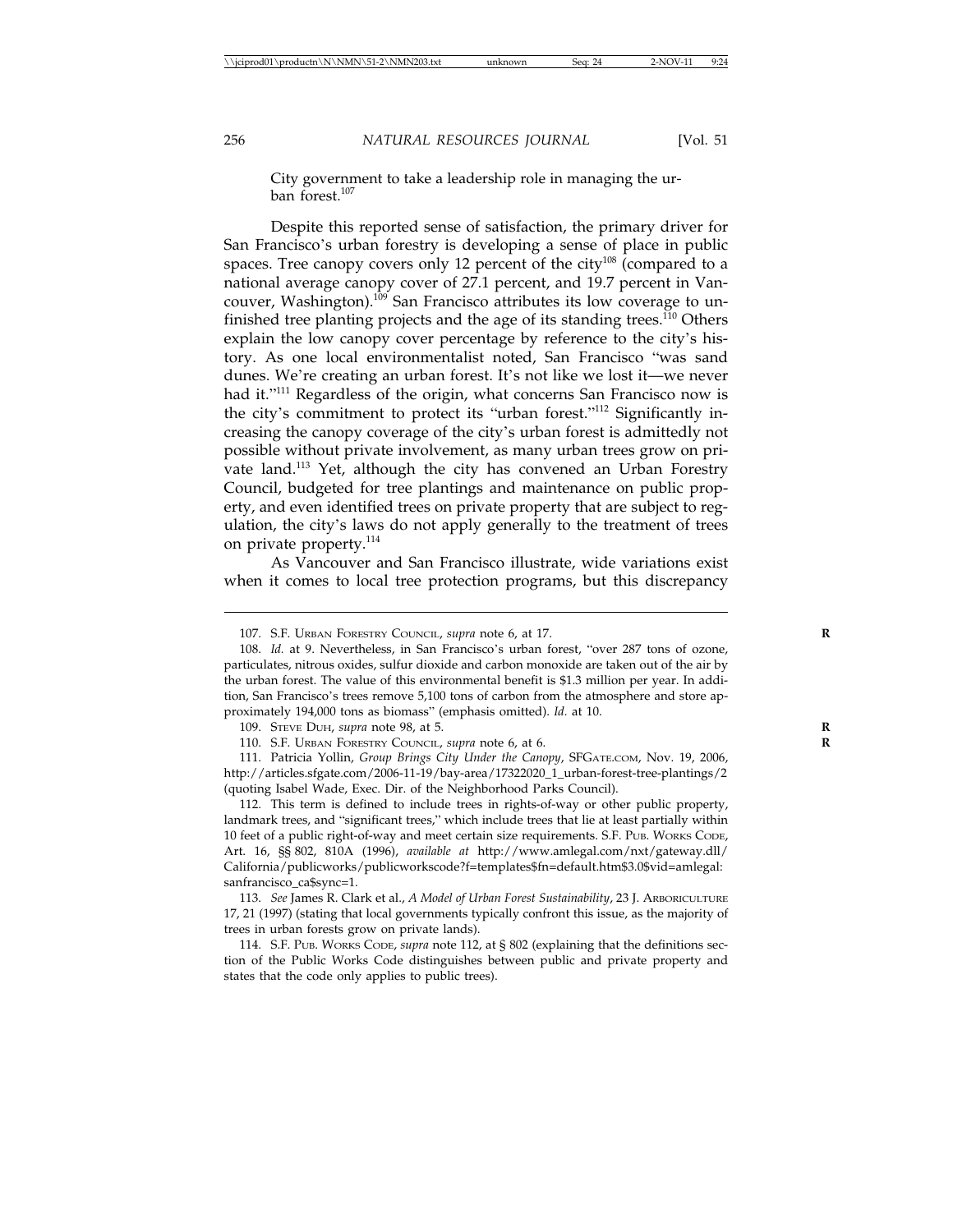City government to take a leadership role in managing the urban forest.[107]

Despite this reported sense of satisfaction, the primary driver for San Francisco's urban forestry is developing a sense of place in public spaces. Tree canopy covers only 12 percent of the city[108] (compared to a national average canopy cover of 27.1 percent, and 19.7 percent in Vancouver, Washington).[109] San Francisco attributes its low coverage to unfinished tree planting projects and the age of its standing trees.[110] Others explain the low canopy cover percentage by reference to the city's history. As one local environmentalist noted, San Francisco "was sand dunes. We're creating an urban forest. It's not like we lost it—we never had it."[111] Regardless of the origin, what concerns San Francisco now is the city's commitment to protect its "urban forest."[112] Significantly increasing the canopy coverage of the city's urban forest is admittedly not possible without private involvement, as many urban trees grow on private land.[113] Yet, although the city has convened an Urban Forestry Council, budgeted for tree plantings and maintenance on public property, and even identified trees on private property that are subject to regulation, the city's laws do not apply generally to the treatment of trees on private property.[114]

As Vancouver and San Francisco illustrate, wide variations exist when it comes to local tree protection programs, but this discrepancy

---

107. S.F. URBAN FORESTRY COUNCIL, *supra* note 6, at 17.

108. *Id.* at 9. Nevertheless, in San Francisco's urban forest, "over 287 tons of ozone, particulates, nitrous oxides, sulfur dioxide and carbon monoxide are taken out of the air by the urban forest. The value of this environmental benefit is $1.3 million per year. In addition, San Francisco's trees remove 5,100 tons of carbon from the atmosphere and store approximately 194,000 tons as biomass" (emphasis omitted). *Id.* at 10.

109. STEVE DUH, *supra* note 98, at 5.

110. S.F. URBAN FORESTRY COUNCIL, *supra* note 6, at 6.

111. Patricia Yollin, *Group Brings City Under the Canopy*, SFGATE.COM, Nov. 19, 2006, http://articles.sfgate.com/2006-11-19/bay-area/17322020_1_urban-forest-tree-plantings/2 (quoting Isabel Wade, Exec. Dir. of the Neighborhood Parks Council).

112. This term is defined to include trees in rights-of-way or other public property, landmark trees, and "significant trees," which include trees that lie at least partially within 10 feet of a public right-of-way and meet certain size requirements. S.F. PUB. WORKS CODE, Art. 16, §§ 802, 810A (1996), *available at* http://www.amlegal.com/nxt/gateway.dll/California/publicworks/publicworkscode?f=templates$fn=default.htm$3.0$vid=amlegal:sanfrancisco_ca$sync=1.

113. *See* James R. Clark et al., *A Model of Urban Forest Sustainability*, 23 J. ARBORICULTURE 17, 21 (1997) (stating that local governments typically confront this issue, as the majority of trees in urban forests grow on private lands).

114. S.F. PUB. WORKS CODE, *supra* note 112, at § 802 (explaining that the definitions section of the Public Works Code distinguishes between public and private property and states that the code only applies to public trees).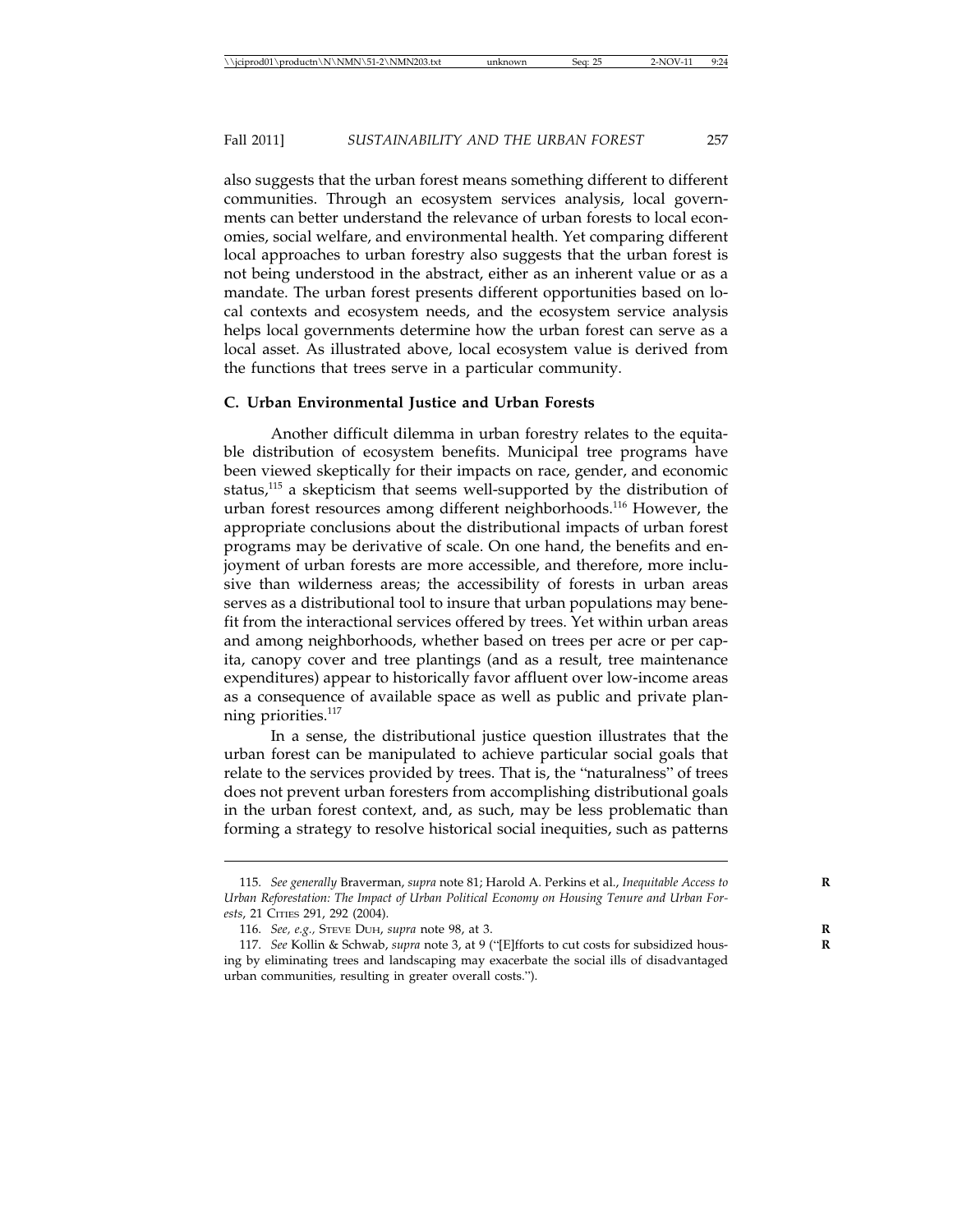also suggests that the urban forest means something different to different communities. Through an ecosystem services analysis, local governments can better understand the relevance of urban forests to local economies, social welfare, and environmental health. Yet comparing different local approaches to urban forestry also suggests that the urban forest is not being understood in the abstract, either as an inherent value or as a mandate. The urban forest presents different opportunities based on local contexts and ecosystem needs, and the ecosystem service analysis helps local governments determine how the urban forest can serve as a local asset. As illustrated above, local ecosystem value is derived from the functions that trees serve in a particular community.

### C. Urban Environmental Justice and Urban Forests

Another difficult dilemma in urban forestry relates to the equitable distribution of ecosystem benefits. Municipal tree programs have been viewed skeptically for their impacts on race, gender, and economic status,[115] a skepticism that seems well-supported by the distribution of urban forest resources among different neighborhoods.[116] However, the appropriate conclusions about the distributional impacts of urban forest programs may be derivative of scale. On one hand, the benefits and enjoyment of urban forests are more accessible, and therefore, more inclusive than wilderness areas; the accessibility of forests in urban areas serves as a distributional tool to insure that urban populations may benefit from the interactional services offered by trees. Yet within urban areas and among neighborhoods, whether based on trees per acre or per capita, canopy cover and tree plantings (and as a result, tree maintenance expenditures) appear to historically favor affluent over low-income areas as a consequence of available space as well as public and private planning priorities.[117]

In a sense, the distributional justice question illustrates that the urban forest can be manipulated to achieve particular social goals that relate to the services provided by trees. That is, the "naturalness" of trees does not prevent urban foresters from accomplishing distributional goals in the urban forest context, and, as such, may be less problematic than forming a strategy to resolve historical social inequities, such as patterns

---

115. *See generally* Braverman, *supra* note 81; Harold A. Perkins et al., *Inequitable Access to Urban Reforestation: The Impact of Urban Political Economy on Housing Tenure and Urban Forests*, 21 CITIES 291, 292 (2004).

116. *See, e.g.*, STEVE DUH, *supra* note 98, at 3.

117. *See* Kollin & Schwab, *supra* note 3, at 9 ("[E]fforts to cut costs for subsidized housing by eliminating trees and landscaping may exacerbate the social ills of disadvantaged urban communities, resulting in greater overall costs.").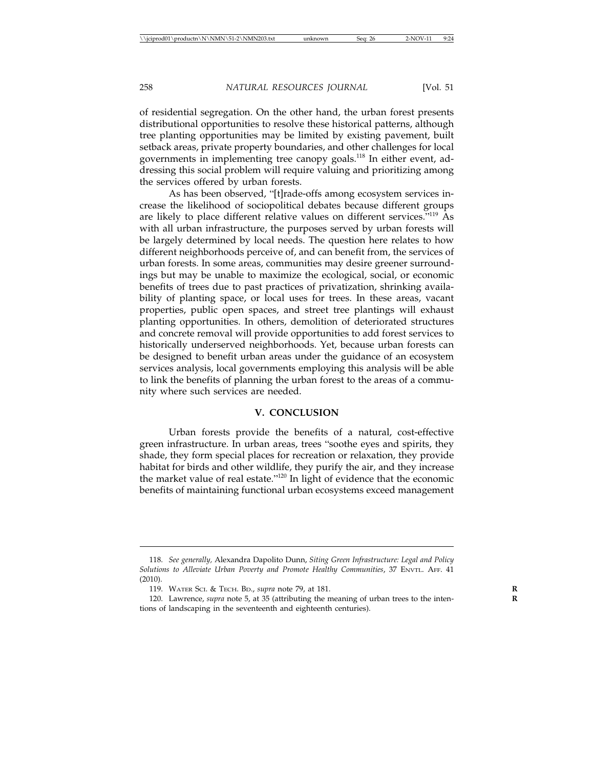of residential segregation. On the other hand, the urban forest presents distributional opportunities to resolve these historical patterns, although tree planting opportunities may be limited by existing pavement, built setback areas, private property boundaries, and other challenges for local governments in implementing tree canopy goals.[118] In either event, addressing this social problem will require valuing and prioritizing among the services offered by urban forests.

As has been observed, "[t]rade-offs among ecosystem services increase the likelihood of sociopolitical debates because different groups are likely to place different relative values on different services."[119] As with all urban infrastructure, the purposes served by urban forests will be largely determined by local needs. The question here relates to how different neighborhoods perceive of, and can benefit from, the services of urban forests. In some areas, communities may desire greener surroundings but may be unable to maximize the ecological, social, or economic benefits of trees due to past practices of privatization, shrinking availability of planting space, or local uses for trees. In these areas, vacant properties, public open spaces, and street tree plantings will exhaust planting opportunities. In others, demolition of deteriorated structures and concrete removal will provide opportunities to add forest services to historically underserved neighborhoods. Yet, because urban forests can be designed to benefit urban areas under the guidance of an ecosystem services analysis, local governments employing this analysis will be able to link the benefits of planning the urban forest to the areas of a community where such services are needed.

## V. CONCLUSION

Urban forests provide the benefits of a natural, cost-effective green infrastructure. In urban areas, trees "soothe eyes and spirits, they shade, they form special places for recreation or relaxation, they provide habitat for birds and other wildlife, they purify the air, and they increase the market value of real estate."[120] In light of evidence that the economic benefits of maintaining functional urban ecosystems exceed management

---

118. *See generally,* Alexandra Dapolito Dunn, *Siting Green Infrastructure: Legal and Policy Solutions to Alleviate Urban Poverty and Promote Healthy Communities*, 37 ENVTL. AFF. 41 (2010).

119. WATER SCI. & TECH. BD., *supra* note 79, at 181.

120. Lawrence, *supra* note 5, at 35 (attributing the meaning of urban trees to the intentions of landscaping in the seventeenth and eighteenth centuries).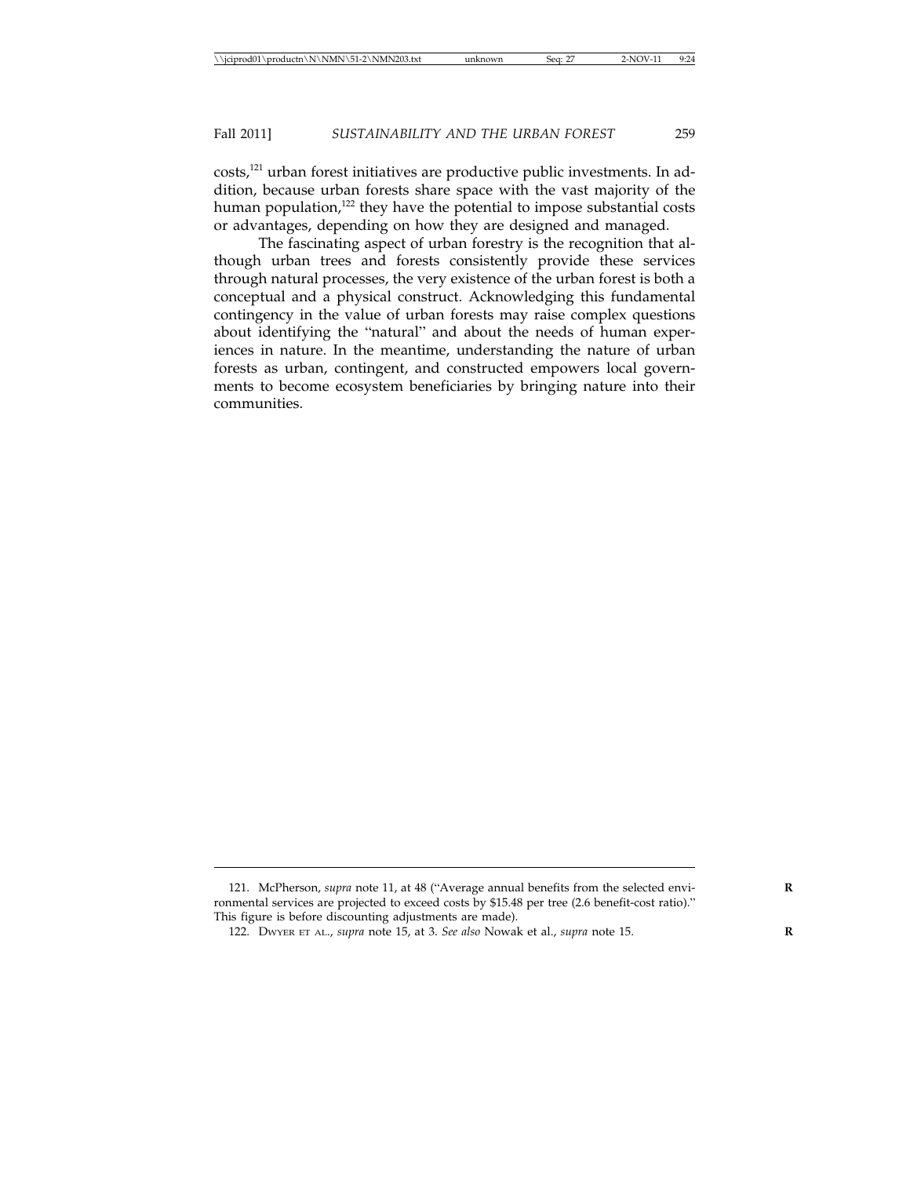costs,[121] urban forest initiatives are productive public investments. In addition, because urban forests share space with the vast majority of the human population,[122] they have the potential to impose substantial costs or advantages, depending on how they are designed and managed.

The fascinating aspect of urban forestry is the recognition that although urban trees and forests consistently provide these services through natural processes, the very existence of the urban forest is both a conceptual and a physical construct. Acknowledging this fundamental contingency in the value of urban forests may raise complex questions about identifying the "natural" and about the needs of human experiences in nature. In the meantime, understanding the nature of urban forests as urban, contingent, and constructed empowers local governments to become ecosystem beneficiaries by bringing nature into their communities.

---

121. McPherson, *supra* note 11, at 48 ("Average annual benefits from the selected environmental services are projected to exceed costs by $15.48 per tree (2.6 benefit-cost ratio)." This figure is before discounting adjustments are made).

122. DWYER ET AL., *supra* note 15, at 3. *See also* Nowak et al., *supra* note 15.